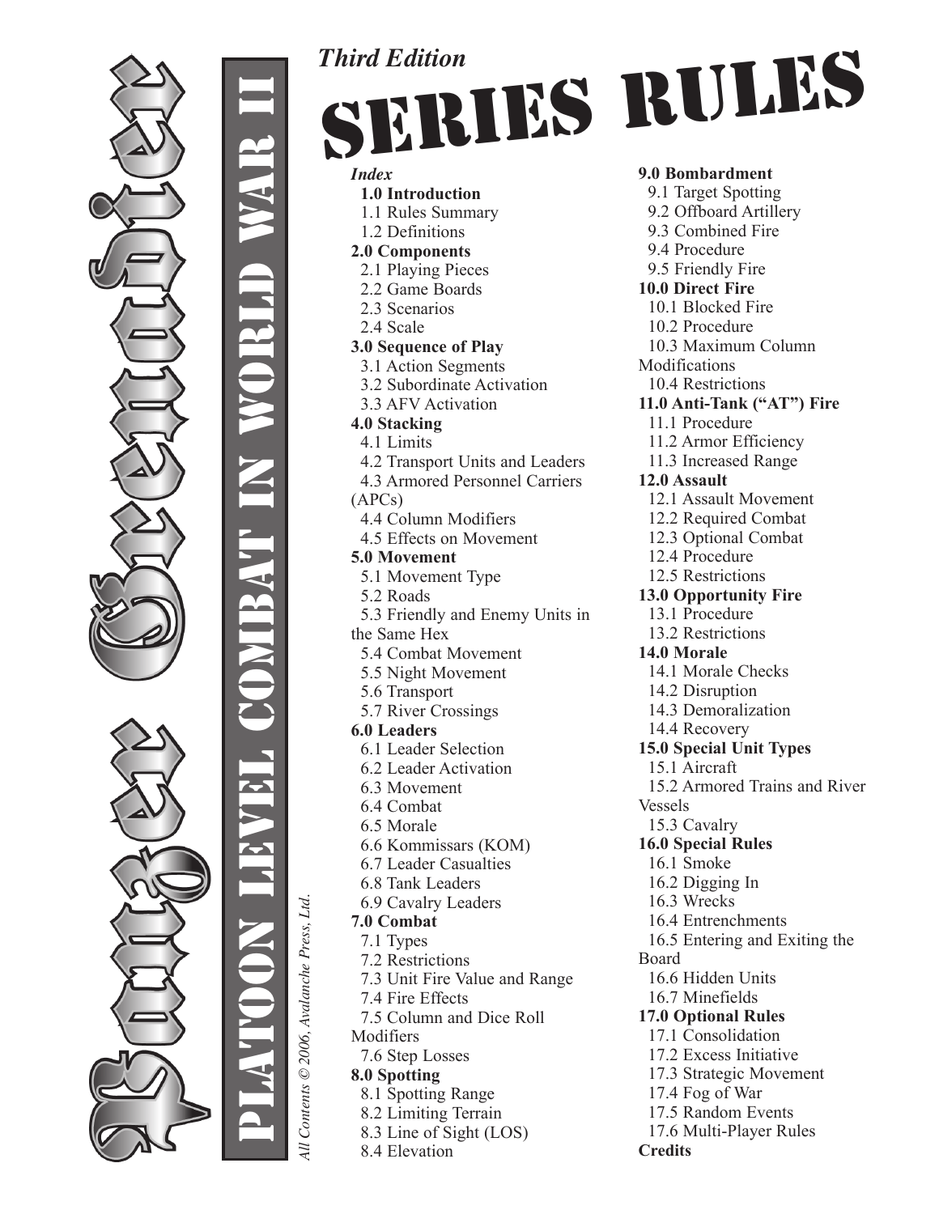# Panzer Grenadier

**Platoon Level Combat in World War II**

*All Contents © 2006, Avalanche Press, Ltd.*

*Third Edition*

# SERIES RULES

*Index*

**1.0 Introduction**
- 1.1 Rules Summary
- 1.2 Definitions

**2.0 Components**
- 2.1 Playing Pieces
- 2.2 Game Boards
- 2.3 Scenarios
- 2.4 Scale

**3.0 Sequence of Play**
- 3.1 Action Segments
- 3.2 Subordinate Activation
- 3.3 AFV Activation

**4.0 Stacking**
- 4.1 Limits
- 4.2 Transport Units and Leaders
- 4.3 Armored Personnel Carriers (APCs)
- 4.4 Column Modifiers
- 4.5 Effects on Movement

**5.0 Movement**
- 5.1 Movement Type
- 5.2 Roads
- 5.3 Friendly and Enemy Units in the Same Hex
- 5.4 Combat Movement
- 5.5 Night Movement
- 5.6 Transport
- 5.7 River Crossings

**6.0 Leaders**
- 6.1 Leader Selection
- 6.2 Leader Activation
- 6.3 Movement
- 6.4 Combat
- 6.5 Morale
- 6.6 Kommissars (KOM)
- 6.7 Leader Casualties
- 6.8 Tank Leaders
- 6.9 Cavalry Leaders

**7.0 Combat**
- 7.1 Types
- 7.2 Restrictions
- 7.3 Unit Fire Value and Range
- 7.4 Fire Effects
- 7.5 Column and Dice Roll Modifiers
- 7.6 Step Losses

**8.0 Spotting**
- 8.1 Spotting Range
- 8.2 Limiting Terrain
- 8.3 Line of Sight (LOS)
- 8.4 Elevation

**9.0 Bombardment**
- 9.1 Target Spotting
- 9.2 Offboard Artillery
- 9.3 Combined Fire
- 9.4 Procedure
- 9.5 Friendly Fire

**10.0 Direct Fire**
- 10.1 Blocked Fire
- 10.2 Procedure
- 10.3 Maximum Column Modifications
- 10.4 Restrictions

**11.0 Anti-Tank ("AT") Fire**
- 11.1 Procedure
- 11.2 Armor Efficiency
- 11.3 Increased Range

**12.0 Assault**
- 12.1 Assault Movement
- 12.2 Required Combat
- 12.3 Optional Combat
- 12.4 Procedure
- 12.5 Restrictions

**13.0 Opportunity Fire**
- 13.1 Procedure
- 13.2 Restrictions

**14.0 Morale**
- 14.1 Morale Checks
- 14.2 Disruption
- 14.3 Demoralization
- 14.4 Recovery

**15.0 Special Unit Types**
- 15.1 Aircraft
- 15.2 Armored Trains and River Vessels
- 15.3 Cavalry

**16.0 Special Rules**
- 16.1 Smoke
- 16.2 Digging In
- 16.3 Wrecks
- 16.4 Entrenchments
- 16.5 Entering and Exiting the Board
- 16.6 Hidden Units
- 16.7 Minefields

**17.0 Optional Rules**
- 17.1 Consolidation
- 17.2 Excess Initiative
- 17.3 Strategic Movement
- 17.4 Fog of War
- 17.5 Random Events
- 17.6 Multi-Player Rules

**Credits**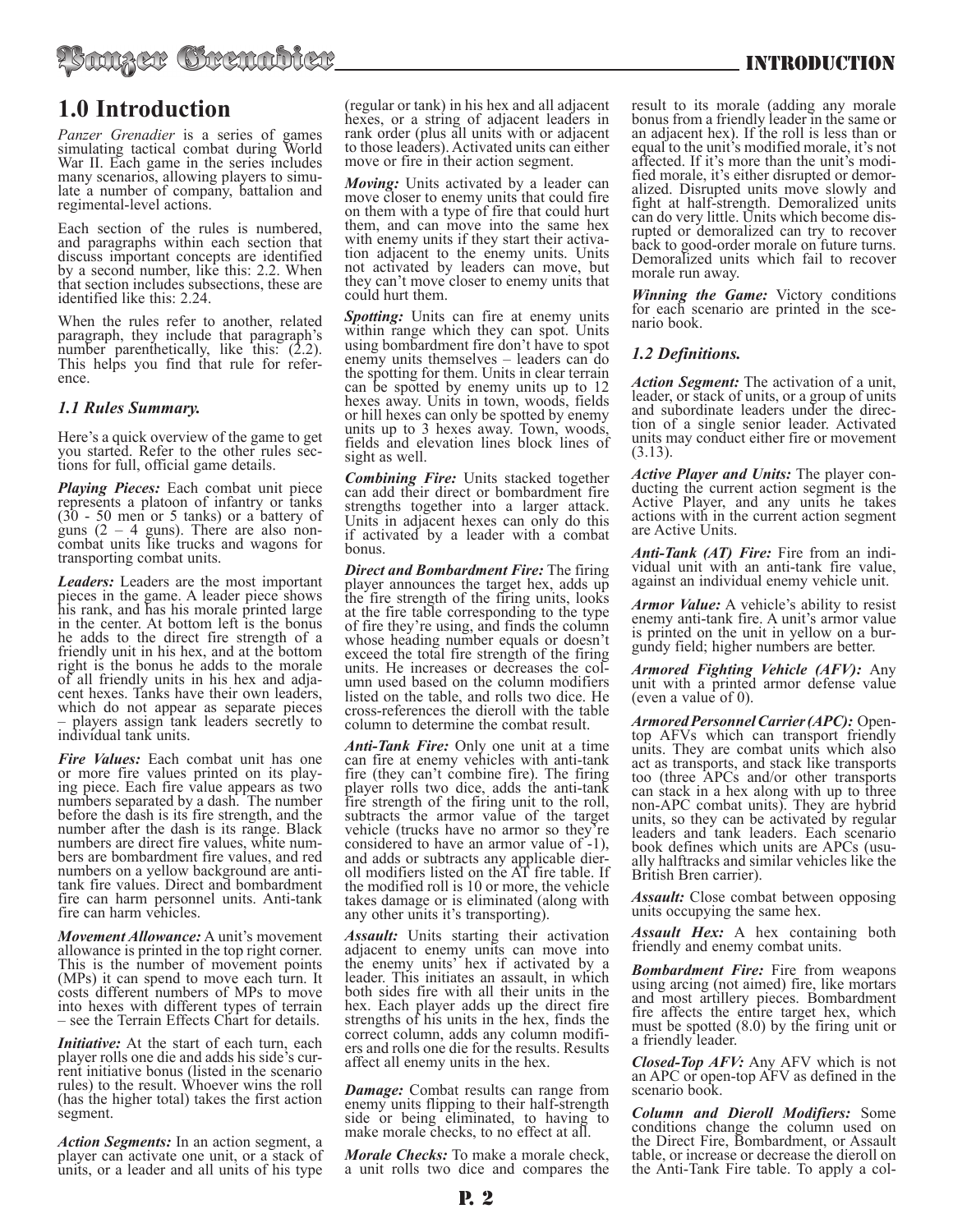# 1.0 Introduction

*Panzer Grenadier* is a series of games simulating tactical combat during World War II. Each game in the series includes many scenarios, allowing players to simulate a number of company, battalion and regimental-level actions.

Each section of the rules is numbered, and paragraphs within each section that discuss important concepts are identified by a second number, like this: 2.2. When that section includes subsections, these are identified like this: 2.24.

When the rules refer to another, related paragraph, they include that paragraph's number parenthetically, like this: (2.2). This helps you find that rule for reference.

### *1.1 Rules Summary.*

Here's a quick overview of the game to get you started. Refer to the other rules sections for full, official game details.

***Playing Pieces:*** Each combat unit piece represents a platoon of infantry or tanks (30 - 50 men or 5 tanks) or a battery of guns (2 – 4 guns). There are also non-combat units like trucks and wagons for transporting combat units.

***Leaders:*** Leaders are the most important pieces in the game. A leader piece shows his rank, and has his morale printed large in the center. At bottom left is the bonus he adds to the direct fire strength of a friendly unit in his hex, and at the bottom right is the bonus he adds to the morale of all friendly units in his hex and adjacent hexes. Tanks have their own leaders, which do not appear as separate pieces – players assign tank leaders secretly to individual tank units.

***Fire Values:*** Each combat unit has one or more fire values printed on its playing piece. Each fire value appears as two numbers separated by a dash. The number before the dash is its fire strength, and the number after the dash is its range. Black numbers are direct fire values, white numbers are bombardment fire values, and red numbers on a yellow background are anti-tank fire values. Direct and bombardment fire can harm personnel units. Anti-tank fire can harm vehicles.

***Movement Allowance:*** A unit's movement allowance is printed in the top right corner. This is the number of movement points (MPs) it can spend to move each turn. It costs different numbers of MPs to move into hexes with different types of terrain – see the Terrain Effects Chart for details.

***Initiative:*** At the start of each turn, each player rolls one die and adds his side's current initiative bonus (listed in the scenario rules) to the result. Whoever wins the roll (has the higher total) takes the first action segment.

***Action Segments:*** In an action segment, a player can activate one unit, or a stack of units, or a leader and all units of his type (regular or tank) in his hex and all adjacent hexes, or a string of adjacent leaders in rank order (plus all units with or adjacent to those leaders). Activated units can either move or fire in their action segment.

***Moving:*** Units activated by a leader can move closer to enemy units that could fire on them with a type of fire that could hurt them, and can move into the same hex with enemy units if they start their activation adjacent to the enemy units. Units not activated by leaders can move, but they can't move closer to enemy units that could hurt them.

***Spotting:*** Units can fire at enemy units within range which they can spot. Units using bombardment fire don't have to spot enemy units themselves – leaders can do the spotting for them. Units in clear terrain can be spotted by enemy units up to 12 hexes away. Units in town, woods, fields or hill hexes can only be spotted by enemy units up to 3 hexes away. Town, woods, fields and elevation lines block lines of sight as well.

***Combining Fire:*** Units stacked together can add their direct or bombardment fire strengths together into a larger attack. Units in adjacent hexes can only do this if activated by a leader with a combat bonus.

***Direct and Bombardment Fire:*** The firing player announces the target hex, adds up the fire strength of the firing units, looks at the fire table corresponding to the type of fire they're using, and finds the column whose heading number equals or doesn't exceed the total fire strength of the firing units. He increases or decreases the column used based on the column modifiers listed on the table, and rolls two dice. He cross-references the dieroll with the table column to determine the combat result.

***Anti-Tank Fire:*** Only one unit at a time can fire at enemy vehicles with anti-tank fire (they can't combine fire). The firing player rolls two dice, adds the anti-tank fire strength of the firing unit to the roll, subtracts the armor value of the target vehicle (trucks have no armor so they're considered to have an armor value of -1), and adds or subtracts any applicable dieroll modifiers listed on the AT fire table. If the modified roll is 10 or more, the vehicle takes damage or is eliminated (along with any other units it's transporting).

***Assault:*** Units starting their activation adjacent to enemy units can move into the enemy units' hex if activated by a leader. This initiates an assault, in which both sides fire with all their units in the hex. Each player adds up the direct fire strengths of his units in the hex, finds the correct column, adds any column modifiers and rolls one die for the results. Results affect all enemy units in the hex.

***Damage:*** Combat results can range from enemy units flipping to their half-strength side or being eliminated, to having to make morale checks, to no effect at all.

***Morale Checks:*** To make a morale check, a unit rolls two dice and compares the result to its morale (adding any morale bonus from a friendly leader in the same or an adjacent hex). If the roll is less than or equal to the unit's modified morale, it's not affected. If it's more than the unit's modified morale, it's either disrupted or demoralized. Disrupted units move slowly and fight at half-strength. Demoralized units can do very little. Units which become disrupted or demoralized can try to recover back to good-order morale on future turns. Demoralized units which fail to recover morale run away.

***Winning the Game:*** Victory conditions for each scenario are printed in the scenario book.

### *1.2 Definitions.*

***Action Segment:*** The activation of a unit, leader, or stack of units, or a group of units and subordinate leaders under the direction of a single senior leader. Activated units may conduct either fire or movement (3.13).

***Active Player and Units:*** The player conducting the current action segment is the Active Player, and any units he takes actions with in the current action segment are Active Units.

***Anti-Tank (AT) Fire:*** Fire from an individual unit with an anti-tank fire value, against an individual enemy vehicle unit.

***Armor Value:*** A vehicle's ability to resist enemy anti-tank fire. A unit's armor value is printed on the unit in yellow on a burgundy field; higher numbers are better.

***Armored Fighting Vehicle (AFV):*** Any unit with a printed armor defense value (even a value of 0).

***Armored Personnel Carrier (APC):*** Open-top AFVs which can transport friendly units. They are combat units which also act as transports, and stack like transports too (three APCs and/or other transports can stack in a hex along with up to three non-APC combat units). They are hybrid units, so they can be activated by regular leaders and tank leaders. Each scenario book defines which units are APCs (usually halftracks and similar vehicles like the British Bren carrier).

***Assault:*** Close combat between opposing units occupying the same hex.

***Assault Hex:*** A hex containing both friendly and enemy combat units.

***Bombardment Fire:*** Fire from weapons using arcing (not aimed) fire, like mortars and most artillery pieces. Bombardment fire affects the entire target hex, which must be spotted (8.0) by the firing unit or a friendly leader.

***Closed-Top AFV:*** Any AFV which is not an APC or open-top AFV as defined in the scenario book.

***Column and Dieroll Modifiers:*** Some conditions change the column used on the Direct Fire, Bombardment, or Assault table, or increase or decrease the dieroll on the Anti-Tank Fire table. To apply a col-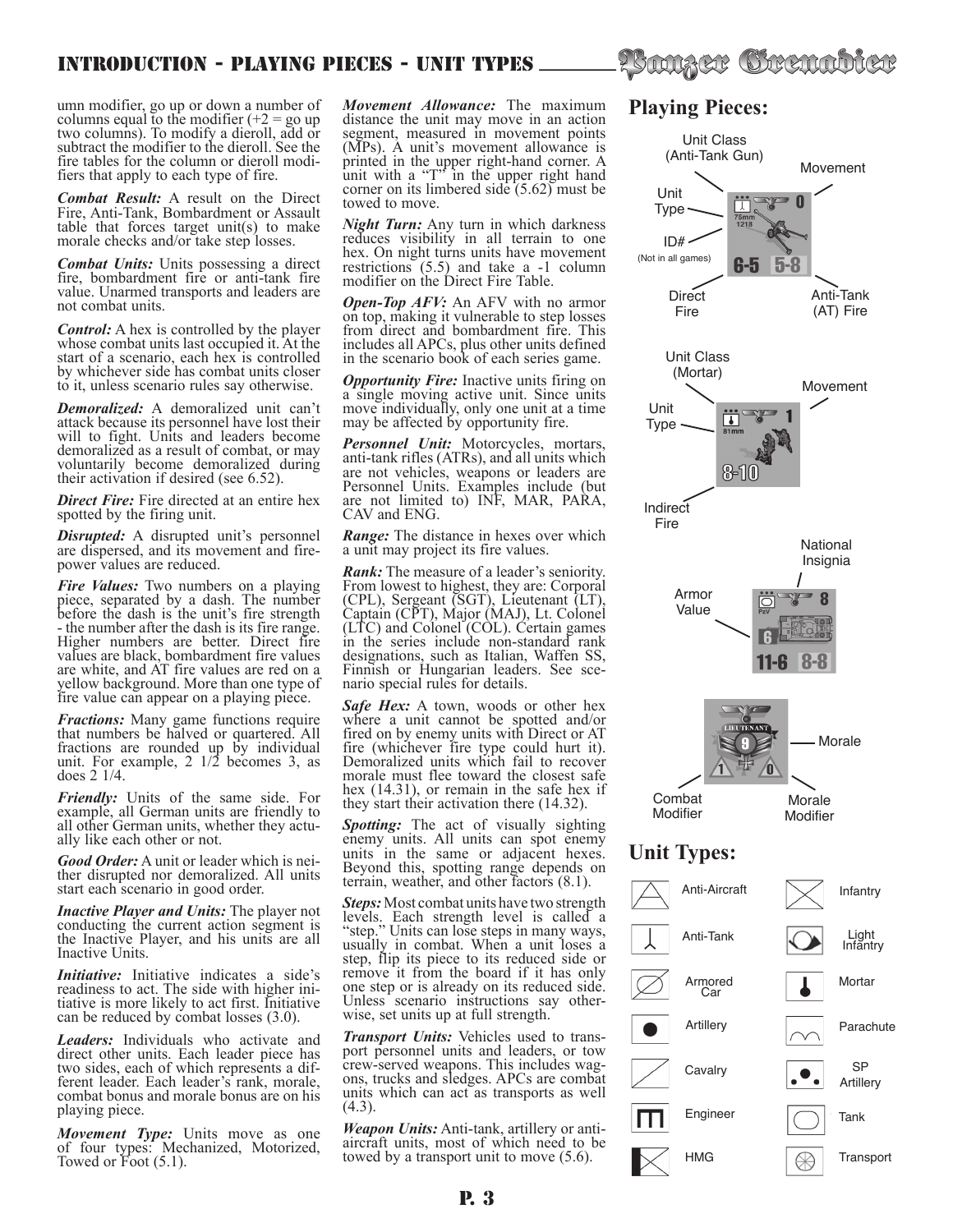umn modifier, go up or down a number of columns equal to the modifier (+2 = go up two columns). To modify a dieroll, add or subtract the modifier to the dieroll. See the fire tables for the column or dieroll modifiers that apply to each type of fire.

***Combat Result:*** A result on the Direct Fire, Anti-Tank, Bombardment or Assault table that forces target unit(s) to make morale checks and/or take step losses.

***Combat Units:*** Units possessing a direct fire, bombardment fire or anti-tank fire value. Unarmed transports and leaders are not combat units.

***Control:*** A hex is controlled by the player whose combat units last occupied it. At the start of a scenario, each hex is controlled by whichever side has combat units closer to it, unless scenario rules say otherwise.

***Demoralized:*** A demoralized unit can't attack because its personnel have lost their will to fight. Units and leaders become demoralized as a result of combat, or may voluntarily become demoralized during their activation if desired (see 6.52).

***Direct Fire:*** Fire directed at an entire hex spotted by the firing unit.

***Disrupted:*** A disrupted unit's personnel are dispersed, and its movement and firepower values are reduced.

***Fire Values:*** Two numbers on a playing piece, separated by a dash. The number before the dash is the unit's fire strength - the number after the dash is its fire range. Higher numbers are better. Direct fire values are black, bombardment fire values are white, and AT fire values are red on a yellow background. More than one type of fire value can appear on a playing piece.

***Fractions:*** Many game functions require that numbers be halved or quartered. All fractions are rounded up by individual unit. For example, 2 1/2 becomes 3, as does 2 1/4.

***Friendly:*** Units of the same side. For example, all German units are friendly to all other German units, whether they actually like each other or not.

***Good Order:*** A unit or leader which is neither disrupted nor demoralized. All units start each scenario in good order.

***Inactive Player and Units:*** The player not conducting the current action segment is the Inactive Player, and his units are all Inactive Units.

***Initiative:*** Initiative indicates a side's readiness to act. The side with higher initiative is more likely to act first. Initiative can be reduced by combat losses (3.0).

***Leaders:*** Individuals who activate and direct other units. Each leader piece has two sides, each of which represents a different leader. Each leader's rank, morale, combat bonus and morale bonus are on his playing piece.

***Movement Type:*** Units move as one of four types: Mechanized, Motorized, Towed or Foot (5.1).

***Movement Allowance:*** The maximum distance the unit may move in an action segment, measured in movement points (MPs). A unit's movement allowance is printed in the upper right-hand corner. A unit with a "T" in the upper right hand corner on its limbered side (5.62) must be towed to move.

***Night Turn:*** Any turn in which darkness reduces visibility in all terrain to one hex. On night turns units have movement restrictions (5.5) and take a -1 column modifier on the Direct Fire Table.

***Open-Top AFV:*** An AFV with no armor on top, making it vulnerable to step losses from direct and bombardment fire. This includes all APCs, plus other units defined in the scenario book of each series game.

***Opportunity Fire:*** Inactive units firing on a single moving active unit. Since units move individually, only one unit at a time may be affected by opportunity fire.

***Personnel Unit:*** Motorcycles, mortars, anti-tank rifles (ATRs), and all units which are not vehicles, weapons or leaders are Personnel Units. Examples include (but are not limited to) INF, MAR, PARA, CAV and ENG.

***Range:*** The distance in hexes over which a unit may project its fire values.

***Rank:*** The measure of a leader's seniority. From lowest to highest, they are: Corporal (CPL), Sergeant (SGT), Lieutenant (LT), Captain (CPT), Major (MAJ), Lt. Colonel (LTC) and Colonel (COL). Certain games in the series include non-standard rank designations, such as Italian, Waffen SS, Finnish or Hungarian leaders. See scenario special rules for details.

***Safe Hex:*** A town, woods or other hex where a unit cannot be spotted and/or fired on by enemy units with Direct or AT fire (whichever fire type could hurt it). Demoralized units which fail to recover morale must flee toward the closest safe hex (14.31), or remain in the safe hex if they start their activation there (14.32).

***Spotting:*** The act of visually sighting enemy units. All units can spot enemy units in the same or adjacent hexes. Beyond this, spotting range depends on terrain, weather, and other factors (8.1).

***Steps:*** Most combat units have two strength levels. Each strength level is called a "step." Units can lose steps in many ways, usually in combat. When a unit loses a step, flip its piece to its reduced side or remove it from the board if it has only one step or is already on its reduced side. Unless scenario instructions say otherwise, set units up at full strength.

***Transport Units:*** Vehicles used to transport personnel units and leaders, or tow crew-served weapons. This includes wagons, trucks and sledges. APCs are combat units which can act as transports as well (4.3).

***Weapon Units:*** Anti-tank, artillery or anti-aircraft units, most of which need to be towed by a transport unit to move (5.6).

## Playing Pieces:

Unit Class (Anti-Tank Gun) — Movement — Unit Type — ID# (Not in all games) — Direct Fire — Anti-Tank (AT) Fire

Unit Class (Mortar) — Movement — Unit Type — Indirect Fire

National Insignia — Armor Value

Morale — Combat Modifier — Morale Modifier

## Unit Types:

| | |
|---|---|
| Anti-Aircraft | Infantry |
| Anti-Tank | Light Infantry |
| Armored Car | Mortar |
| Artillery | Parachute |
| Cavalry | SP Artillery |
| Engineer | Tank |
| HMG | Transport |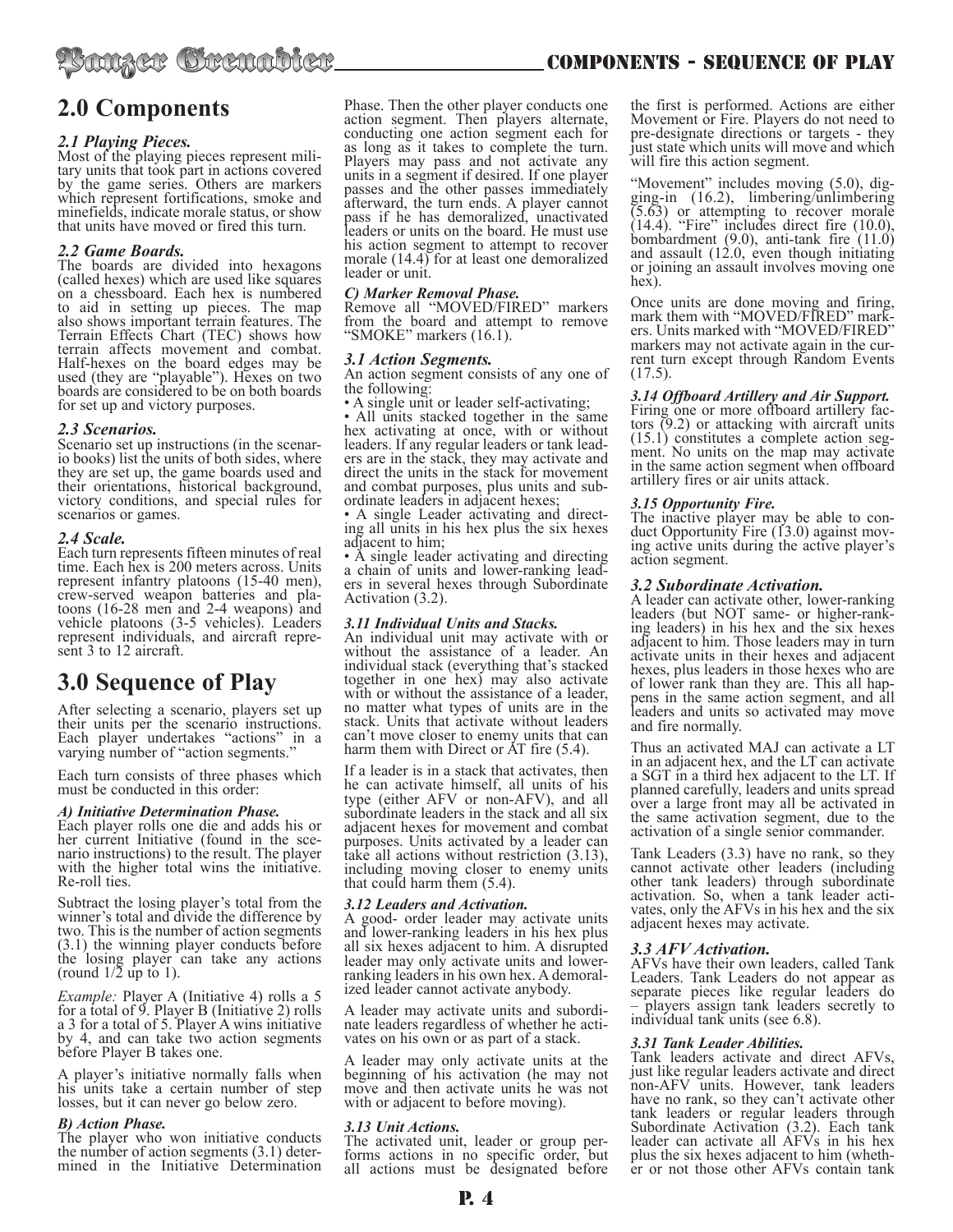# 2.0 Components

### *2.1 Playing Pieces.*

Most of the playing pieces represent military units that took part in actions covered by the game series. Others are markers which represent fortifications, smoke and minefields, indicate morale status, or show that units have moved or fired this turn.

### *2.2 Game Boards.*

The boards are divided into hexagons (called hexes) which are used like squares on a chessboard. Each hex is numbered to aid in setting up pieces. The map also shows important terrain features. The Terrain Effects Chart (TEC) shows how terrain affects movement and combat. Half-hexes on the board edges may be used (they are "playable"). Hexes on two boards are considered to be on both boards for set up and victory purposes.

### *2.3 Scenarios.*

Scenario set up instructions (in the scenario books) list the units of both sides, where they are set up, the game boards used and their orientations, historical background, victory conditions, and special rules for scenarios or games.

### *2.4 Scale.*

Each turn represents fifteen minutes of real time. Each hex is 200 meters across. Units represent infantry platoons (15-40 men), crew-served weapon batteries and platoons (16-28 men and 2-4 weapons) and vehicle platoons (3-5 vehicles). Leaders represent individuals, and aircraft represent 3 to 12 aircraft.

# 3.0 Sequence of Play

After selecting a scenario, players set up their units per the scenario instructions. Each player undertakes "actions" in a varying number of "action segments."

Each turn consists of three phases which must be conducted in this order:

***A) Initiative Determination Phase.***

Each player rolls one die and adds his or her current Initiative (found in the scenario instructions) to the result. The player with the higher total wins the initiative. Re-roll ties.

Subtract the losing player's total from the winner's total and divide the difference by two. This is the number of action segments (3.1) the winning player conducts before the losing player can take any actions (round 1/2 up to 1).

*Example:* Player A (Initiative 4) rolls a 5 for a total of 9. Player B (Initiative 2) rolls a 3 for a total of 5. Player A wins initiative by 4, and can take two action segments before Player B takes one.

A player's initiative normally falls when his units take a certain number of step losses, but it can never go below zero.

***B) Action Phase.***

The player who won initiative conducts the number of action segments (3.1) determined in the Initiative Determination Phase. Then the other player conducts one action segment. Then players alternate, conducting one action segment each for as long as it takes to complete the turn. Players may pass and not activate any units in a segment if desired. If one player passes and the other passes immediately afterward, the turn ends. A player cannot pass if he has demoralized, unactivated leaders or units on the board. He must use his action segment to attempt to recover morale (14.4) for at least one demoralized leader or unit.

***C) Marker Removal Phase.***

Remove all "MOVED/FIRED" markers from the board and attempt to remove "SMOKE" markers (16.1).

### *3.1 Action Segments.*

An action segment consists of any one of the following:

- A single unit or leader self-activating;
- All units stacked together in the same hex activating at once, with or without leaders. If any regular leaders or tank leaders are in the stack, they may activate and direct the units in the stack for movement and combat purposes, plus units and subordinate leaders in adjacent hexes;
- A single Leader activating and directing all units in his hex plus the six hexes adjacent to him;
- A single leader activating and directing a chain of units and lower-ranking leaders in several hexes through Subordinate Activation (3.2).

### *3.11 Individual Units and Stacks.*

An individual unit may activate with or without the assistance of a leader. An individual stack (everything that's stacked together in one hex) may also activate with or without the assistance of a leader, no matter what types of units are in the stack. Units that activate without leaders can't move closer to enemy units that can harm them with Direct or AT fire (5.4).

If a leader is in a stack that activates, then he can activate himself, all units of his type (either AFV or non-AFV), and all subordinate leaders in the stack and all six adjacent hexes for movement and combat purposes. Units activated by a leader can take all actions without restriction (3.13), including moving closer to enemy units that could harm them (5.4).

### *3.12 Leaders and Activation.*

A good- order leader may activate units and lower-ranking leaders in his hex plus all six hexes adjacent to him. A disrupted leader may only activate units and lower-ranking leaders in his own hex. A demoralized leader cannot activate anybody.

A leader may activate units and subordinate leaders regardless of whether he activates on his own or as part of a stack.

A leader may only activate units at the beginning of his activation (he may not move and then activate units he was not with or adjacent to before moving).

### *3.13 Unit Actions.*

The activated unit, leader or group performs actions in no specific order, but all actions must be designated before the first is performed. Actions are either Movement or Fire. Players do not need to pre-designate directions or targets - they just state which units will move and which will fire this action segment.

"Movement" includes moving (5.0), digging-in (16.2), limbering/unlimbering (5.63) or attempting to recover morale (14.4). "Fire" includes direct fire (10.0), bombardment (9.0), anti-tank fire (11.0) and assault (12.0, even though initiating or joining an assault involves moving one hex).

Once units are done moving and firing, mark them with "MOVED/FIRED" markers. Units marked with "MOVED/FIRED" markers may not activate again in the current turn except through Random Events (17.5).

### *3.14 Offboard Artillery and Air Support.*

Firing one or more offboard artillery factors (9.2) or attacking with aircraft units (15.1) constitutes a complete action segment. No units on the map may activate in the same action segment when offboard artillery fires or air units attack.

### *3.15 Opportunity Fire.*

The inactive player may be able to conduct Opportunity Fire (13.0) against moving active units during the active player's action segment.

### *3.2 Subordinate Activation.*

A leader can activate other, lower-ranking leaders (but NOT same- or higher-ranking leaders) in his hex and the six hexes adjacent to him. Those leaders may in turn activate units in their hexes and adjacent hexes, plus leaders in those hexes who are of lower rank than they are. This all happens in the same action segment, and all leaders and units so activated may move and fire normally.

Thus an activated MAJ can activate a LT in an adjacent hex, and the LT can activate a SGT in a third hex adjacent to the LT. If planned carefully, leaders and units spread over a large front may all be activated in the same activation segment, due to the activation of a single senior commander.

Tank Leaders (3.3) have no rank, so they cannot activate other leaders (including other tank leaders) through subordinate activation. So, when a tank leader activates, only the AFVs in his hex and the six adjacent hexes may activate.

### *3.3 AFV Activation.*

AFVs have their own leaders, called Tank Leaders. Tank Leaders do not appear as separate pieces like regular leaders do – players assign tank leaders secretly to individual tank units (see 6.8).

### *3.31 Tank Leader Abilities.*

Tank leaders activate and direct AFVs, just like regular leaders activate and direct non-AFV units. However, tank leaders have no rank, so they can't activate other tank leaders or regular leaders through Subordinate Activation (3.2). Each tank leader can activate all AFVs in his hex plus the six hexes adjacent to him (whether or not those other AFVs contain tank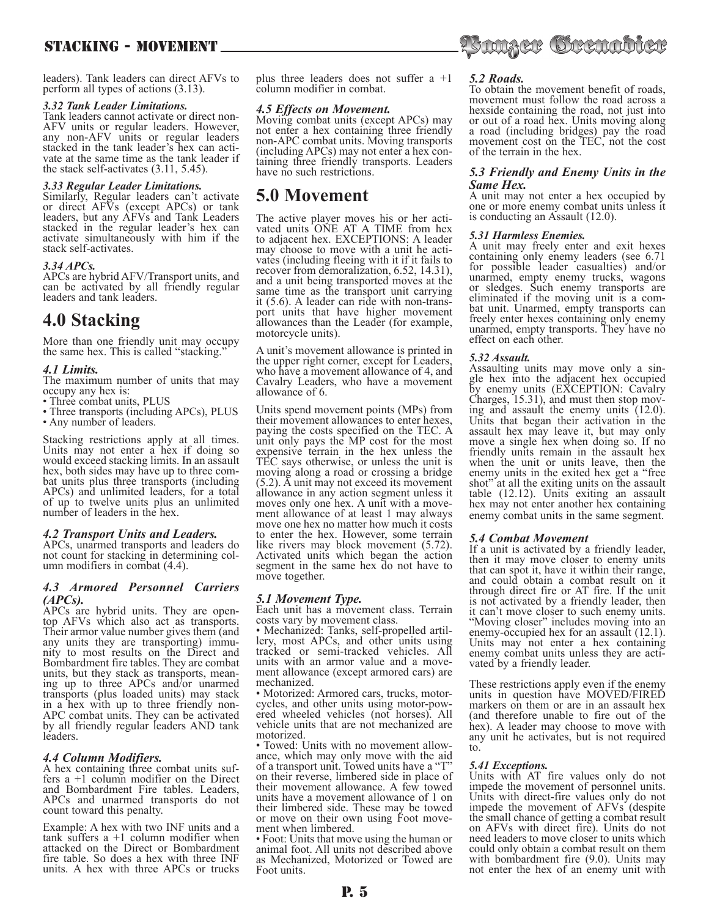leaders). Tank leaders can direct AFVs to perform all types of actions (3.13).

#### *3.32 Tank Leader Limitations.*

Tank leaders cannot activate or direct non-AFV units or regular leaders. However, any non-AFV units or regular leaders stacked in the tank leader's hex can activate at the same time as the tank leader if the stack self-activates (3.11, 5.45).

#### *3.33 Regular Leader Limitations.*

Similarly, Regular leaders can't activate or direct AFVs (except APCs) or tank leaders, but any AFVs and Tank Leaders stacked in the regular leader's hex can activate simultaneously with him if the stack self-activates.

#### *3.34 APCs.*

APCs are hybrid AFV/Transport units, and can be activated by all friendly regular leaders and tank leaders.

## 4.0 Stacking

More than one friendly unit may occupy the same hex. This is called "stacking."

#### *4.1 Limits.*

The maximum number of units that may occupy any hex is:

- Three combat units, PLUS
- Three transports (including APCs), PLUS
- Any number of leaders.

Stacking restrictions apply at all times. Units may not enter a hex if doing so would exceed stacking limits. In an assault hex, both sides may have up to three combat units plus three transports (including APCs) and unlimited leaders, for a total of up to twelve units plus an unlimited number of leaders in the hex.

#### *4.2 Transport Units and Leaders.*

APCs, unarmed transports and leaders do not count for stacking in determining column modifiers in combat (4.4).

#### *4.3 Armored Personnel Carriers (APCs).*

APCs are hybrid units. They are open-top AFVs which also act as transports. Their armor value number gives them (and any units they are transporting) immunity to most results on the Direct and Bombardment fire tables. They are combat units, but they stack as transports, meaning up to three APCs and/or unarmed transports (plus loaded units) may stack in a hex with up to three friendly non-APC combat units. They can be activated by all friendly regular leaders AND tank leaders.

#### *4.4 Column Modifiers.*

A hex containing three combat units suffers a +1 column modifier on the Direct and Bombardment Fire tables. Leaders, APCs and unarmed transports do not count toward this penalty.

Example: A hex with two INF units and a tank suffers a +1 column modifier when attacked on the Direct or Bombardment fire table. So does a hex with three INF units. A hex with three APCs or trucks plus three leaders does not suffer a +1 column modifier in combat.

#### *4.5 Effects on Movement.*

Moving combat units (except APCs) may not enter a hex containing three friendly non-APC combat units. Moving transports (including APCs) may not enter a hex containing three friendly transports. Leaders have no such restrictions.

## 5.0 Movement

The active player moves his or her activated units ONE AT A TIME from hex to adjacent hex. EXCEPTIONS: A leader may choose to move with a unit he activates (including fleeing with it if it fails to recover from demoralization, 6.52, 14.31), and a unit being transported moves at the same time as the transport unit carrying it (5.6). A leader can ride with non-transport units that have higher movement allowances than the Leader (for example, motorcycle units).

A unit's movement allowance is printed in the upper right corner, except for Leaders, who have a movement allowance of 4, and Cavalry Leaders, who have a movement allowance of 6.

Units spend movement points (MPs) from their movement allowances to enter hexes, paying the costs specified on the TEC. A unit only pays the MP cost for the most expensive terrain in the hex unless the TEC says otherwise, or unless the unit is moving along a road or crossing a bridge (5.2). A unit may not exceed its movement allowance in any action segment unless it moves only one hex. A unit with a movement allowance of at least 1 may always move one hex no matter how much it costs to enter the hex. However, some terrain like rivers may block movement (5.72). Activated units which began the action segment in the same hex do not have to move together.

#### *5.1 Movement Type.*

Each unit has a movement class. Terrain costs vary by movement class.

- Mechanized: Tanks, self-propelled artillery, most APCs, and other units using tracked or semi-tracked vehicles. All units with an armor value and a movement allowance (except armored cars) are mechanized.
- Motorized: Armored cars, trucks, motorcycles, and other units using motor-powered wheeled vehicles (not horses). All vehicle units that are not mechanized are motorized.
- Towed: Units with no movement allowance, which may only move with the aid of a transport unit. Towed units have a "T" on their reverse, limbered side in place of their movement allowance. A few towed units have a movement allowance of 1 on their limbered side. These may be towed or move on their own using Foot movement when limbered.
- Foot: Units that move using the human or animal foot. All units not described above as Mechanized, Motorized or Towed are Foot units.

#### *5.2 Roads.*

To obtain the movement benefit of roads, movement must follow the road across a hexside containing the road, not just into or out of a road hex. Units moving along a road (including bridges) pay the road movement cost on the TEC, not the cost of the terrain in the hex.

#### *5.3 Friendly and Enemy Units in the Same Hex.*

A unit may not enter a hex occupied by one or more enemy combat units unless it is conducting an Assault (12.0).

#### *5.31 Harmless Enemies.*

A unit may freely enter and exit hexes containing only enemy leaders (see 6.71 for possible leader casualties) and/or unarmed, empty enemy trucks, wagons or sledges. Such enemy transports are eliminated if the moving unit is a combat unit. Unarmed, empty transports can freely enter hexes containing only enemy unarmed, empty transports. They have no effect on each other.

#### *5.32 Assault.*

Assaulting units may move only a single hex into the adjacent hex occupied by enemy units (EXCEPTION: Cavalry Charges, 15.31), and must then stop moving and assault the enemy units (12.0). Units that began their activation in the assault hex may leave it, but may only move a single hex when doing so. If no friendly units remain in the assault hex when the unit or units leave, then the enemy units in the exited hex get a "free shot" at all the exiting units on the assault table (12.12). Units exiting an assault hex may not enter another hex containing enemy combat units in the same segment.

#### *5.4 Combat Movement*

If a unit is activated by a friendly leader, then it may move closer to enemy units that can spot it, have it within their range, and could obtain a combat result on it through direct fire or AT fire. If the unit is not activated by a friendly leader, then it can't move closer to such enemy units. "Moving closer" includes moving into an enemy-occupied hex for an assault (12.1). Units may not enter a hex containing enemy combat units unless they are activated by a friendly leader.

These restrictions apply even if the enemy units in question have MOVED/FIRED markers on them or are in an assault hex (and therefore unable to fire out of the hex). A leader may choose to move with any unit he activates, but is not required to.

#### *5.41 Exceptions.*

Units with AT fire values only do not impede the movement of personnel units. Units with direct-fire values only do not impede the movement of AFVs (despite the small chance of getting a combat result on AFVs with direct fire). Units do not need leaders to move closer to units which could only obtain a combat result on them with bombardment fire (9.0). Units may not enter the hex of an enemy unit with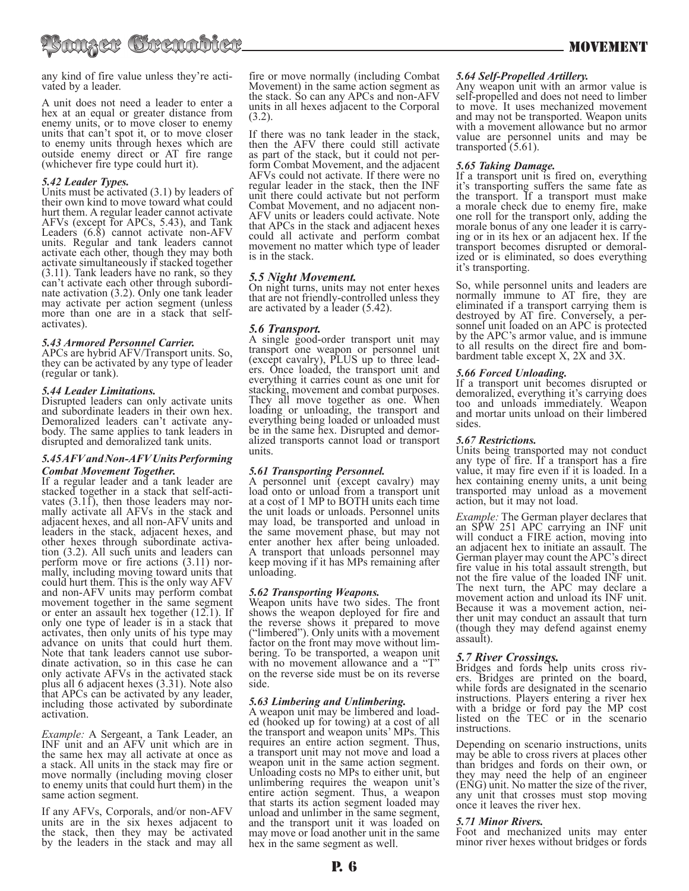any kind of fire value unless they're activated by a leader.

A unit does not need a leader to enter a hex at an equal or greater distance from enemy units, or to move closer to enemy units that can't spot it, or to move closer to enemy units through hexes which are outside enemy direct or AT fire range (whichever fire type could hurt it).

#### *5.42 Leader Types.*

Units must be activated (3.1) by leaders of their own kind to move toward what could hurt them. A regular leader cannot activate AFVs (except for APCs, 5.43), and Tank Leaders (6.8) cannot activate non-AFV units. Regular and tank leaders cannot activate each other, though they may both activate simultaneously if stacked together (3.11). Tank leaders have no rank, so they can't activate each other through subordinate activation (3.2). Only one tank leader may activate per action segment (unless more than one are in a stack that self-activates).

#### *5.43 Armored Personnel Carrier.*

APCs are hybrid AFV/Transport units. So, they can be activated by any type of leader (regular or tank).

#### *5.44 Leader Limitations.*

Disrupted leaders can only activate units and subordinate leaders in their own hex. Demoralized leaders can't activate anybody. The same applies to tank leaders in disrupted and demoralized tank units.

#### *5.45 AFV and Non-AFV Units Performing Combat Movement Together.*

If a regular leader and a tank leader are stacked together in a stack that self-activates (3.11), then those leaders may normally activate all AFVs in the stack and adjacent hexes, and all non-AFV units and leaders in the stack, adjacent hexes, and other hexes through subordinate activation (3.2). All such units and leaders can perform move or fire actions (3.11) normally, including moving toward units that could hurt them. This is the only way AFV and non-AFV units may perform combat movement together in the same segment or enter an assault hex together (12.1). If only one type of leader is in a stack that activates, then only units of his type may advance on units that could hurt them. Note that tank leaders cannot use subordinate activation, so in this case he can only activate AFVs in the activated stack plus all 6 adjacent hexes (3.31). Note also that APCs can be activated by any leader, including those activated by subordinate activation.

*Example:* A Sergeant, a Tank Leader, an INF unit and an AFV unit which are in the same hex may all activate at once as a stack. All units in the stack may fire or move normally (including moving closer to enemy units that could hurt them) in the same action segment.

If any AFVs, Corporals, and/or non-AFV units are in the six hexes adjacent to the stack, then they may be activated by the leaders in the stack and may all fire or move normally (including Combat Movement) in the same action segment as the stack. So can any APCs and non-AFV units in all hexes adjacent to the Corporal (3.2).

If there was no tank leader in the stack, then the AFV there could still activate as part of the stack, but it could not perform Combat Movement, and the adjacent AFVs could not activate. If there were no regular leader in the stack, then the INF unit there could activate but not perform Combat Movement, and no adjacent non-AFV units or leaders could activate. Note that APCs in the stack and adjacent hexes could all activate and perform combat movement no matter which type of leader is in the stack.

### *5.5 Night Movement.*

On night turns, units may not enter hexes that are not friendly-controlled unless they are activated by a leader (5.42).

### *5.6 Transport.*

A single good-order transport unit may transport one weapon or personnel unit (except cavalry), PLUS up to three leaders. Once loaded, the transport unit and everything it carries count as one unit for stacking, movement and combat purposes. They all move together as one. When loading or unloading, the transport and everything being loaded or unloaded must be in the same hex. Disrupted and demoralized transports cannot load or transport units.

#### *5.61 Transporting Personnel.*

A personnel unit (except cavalry) may load onto or unload from a transport unit at a cost of 1 MP to BOTH units each time the unit loads or unloads. Personnel units may load, be transported and unload in the same movement phase, but may not enter another hex after being unloaded. A transport that unloads personnel may keep moving if it has MPs remaining after unloading.

#### *5.62 Transporting Weapons.*

Weapon units have two sides. The front shows the weapon deployed for fire and the reverse shows it prepared to move ("limbered"). Only units with a movement factor on the front may move without limbering. To be transported, a weapon unit with no movement allowance and a "T" on the reverse side must be on its reverse side.

#### *5.63 Limbering and Unlimbering.*

A weapon unit may be limbered and loaded (hooked up for towing) at a cost of all the transport and weapon units' MPs. This requires an entire action segment. Thus, a transport unit may not move and load a weapon unit in the same action segment. Unloading costs no MPs to either unit, but unlimbering requires the weapon unit's entire action segment. Thus, a weapon that starts its action segment loaded may unload and unlimber in the same segment, and the transport unit it was loaded on may move or load another unit in the same hex in the same segment as well.

#### *5.64 Self-Propelled Artillery.*

Any weapon unit with an armor value is self-propelled and does not need to limber to move. It uses mechanized movement and may not be transported. Weapon units with a movement allowance but no armor value are personnel units and may be transported (5.61).

#### *5.65 Taking Damage.*

If a transport unit is fired on, everything it's transporting suffers the same fate as the transport. If a transport must make a morale check due to enemy fire, make one roll for the transport only, adding the morale bonus of any one leader it is carrying or in its hex or an adjacent hex. If the transport becomes disrupted or demoralized or is eliminated, so does everything it's transporting.

So, while personnel units and leaders are normally immune to AT fire, they are eliminated if a transport carrying them is destroyed by AT fire. Conversely, a personnel unit loaded on an APC is protected by the APC's armor value, and is immune to all results on the direct fire and bombardment table except X, 2X and 3X.

#### *5.66 Forced Unloading.*

If a transport unit becomes disrupted or demoralized, everything it's carrying does too and unloads immediately. Weapon and mortar units unload on their limbered sides.

#### *5.67 Restrictions.*

Units being transported may not conduct any type of fire. If a transport has a fire value, it may fire even if it is loaded. In a hex containing enemy units, a unit being transported may unload as a movement action, but it may not load.

*Example:* The German player declares that an SPW 251 APC carrying an INF unit will conduct a FIRE action, moving into an adjacent hex to initiate an assault. The German player may count the APC's direct fire value in his total assault strength, but not the fire value of the loaded INF unit. The next turn, the APC may declare a movement action and unload its INF unit. Because it was a movement action, neither unit may conduct an assault that turn (though they may defend against enemy assault).

### *5.7 River Crossings.*

Bridges and fords help units cross rivers. Bridges are printed on the board, while fords are designated in the scenario instructions. Players entering a river hex with a bridge or ford pay the MP cost listed on the TEC or in the scenario instructions.

Depending on scenario instructions, units may be able to cross rivers at places other than bridges and fords on their own, or they may need the help of an engineer (ENG) unit. No matter the size of the river, any unit that crosses must stop moving once it leaves the river hex.

#### *5.71 Minor Rivers.*

Foot and mechanized units may enter minor river hexes without bridges or fords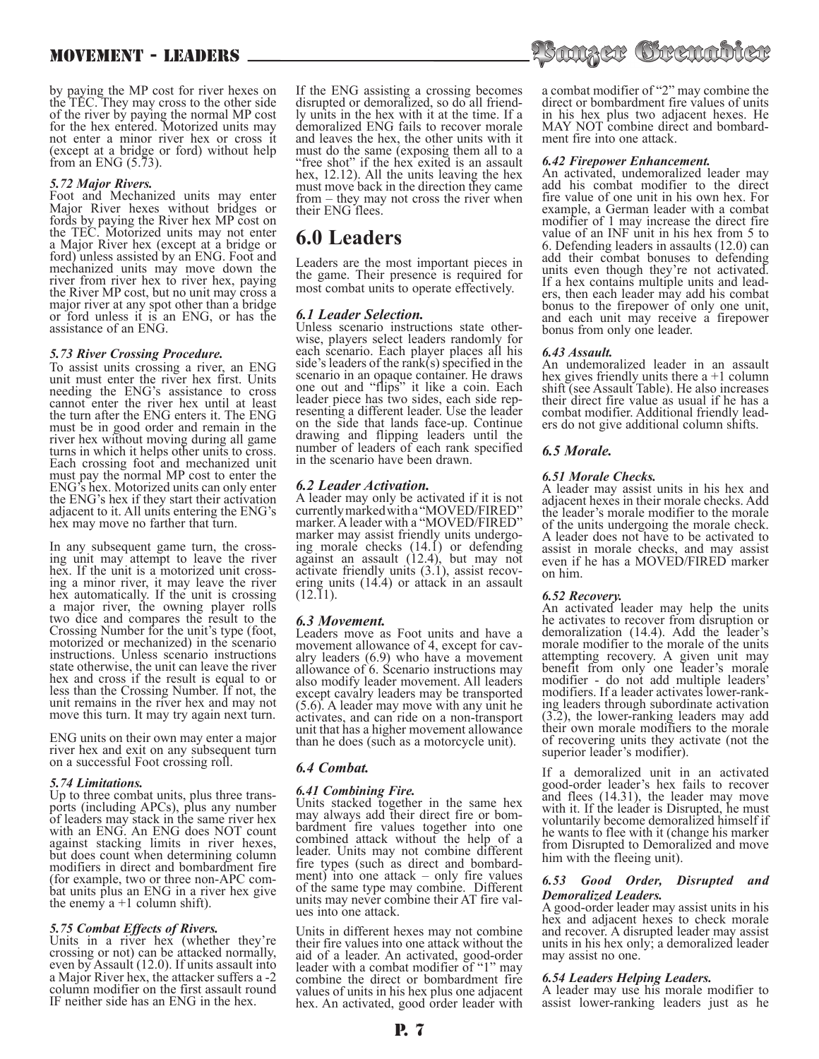by paying the MP cost for river hexes on the TEC. They may cross to the other side of the river by paying the normal MP cost for the hex entered. Motorized units may not enter a minor river hex or cross it (except at a bridge or ford) without help from an ENG (5.73).

#### *5.72 Major Rivers.*

Foot and Mechanized units may enter Major River hexes without bridges or fords by paying the River hex MP cost on the TEC. Motorized units may not enter a Major River hex (except at a bridge or ford) unless assisted by an ENG. Foot and mechanized units may move down the river from river hex to river hex, paying the River MP cost, but no unit may cross a major river at any spot other than a bridge or ford unless it is an ENG, or has the assistance of an ENG.

#### *5.73 River Crossing Procedure.*

To assist units crossing a river, an ENG unit must enter the river hex first. Units needing the ENG's assistance to cross cannot enter the river hex until at least the turn after the ENG enters it. The ENG must be in good order and remain in the river hex without moving during all game turns in which it helps other units to cross. Each crossing foot and mechanized unit must pay the normal MP cost to enter the ENG's hex. Motorized units can only enter the ENG's hex if they start their activation adjacent to it. All units entering the ENG's hex may move no farther that turn.

In any subsequent game turn, the crossing unit may attempt to leave the river hex. If the unit is a motorized unit crossing a minor river, it may leave the river hex automatically. If the unit is crossing a major river, the owning player rolls two dice and compares the result to the Crossing Number for the unit's type (foot, motorized or mechanized) in the scenario instructions. Unless scenario instructions state otherwise, the unit can leave the river hex and cross if the result is equal to or less than the Crossing Number. If not, the unit remains in the river hex and may not move this turn. It may try again next turn.

ENG units on their own may enter a major river hex and exit on any subsequent turn on a successful Foot crossing roll.

#### *5.74 Limitations.*

Up to three combat units, plus three transports (including APCs), plus any number of leaders may stack in the same river hex with an ENG. An ENG does NOT count against stacking limits in river hexes, but does count when determining column modifiers in direct and bombardment fire (for example, two or three non-APC combat units plus an ENG in a river hex give the enemy a +1 column shift).

#### *5.75 Combat Effects of Rivers.*

Units in a river hex (whether they're crossing or not) can be attacked normally, even by Assault (12.0). If units assault into a Major River hex, the attacker suffers a -2 column modifier on the first assault round IF neither side has an ENG in the hex.

If the ENG assisting a crossing becomes disrupted or demoralized, so do all friendly units in the hex with it at the time. If a demoralized ENG fails to recover morale and leaves the hex, the other units with it must do the same (exposing them all to a "free shot" if the hex exited is an assault hex, 12.12). All the units leaving the hex must move back in the direction they came from – they may not cross the river when their ENG flees.

## 6.0 Leaders

Leaders are the most important pieces in the game. Their presence is required for most combat units to operate effectively.

### *6.1 Leader Selection.*

Unless scenario instructions state otherwise, players select leaders randomly for each scenario. Each player places all his side's leaders of the rank(s) specified in the scenario in an opaque container. He draws one out and "flips" it like a coin. Each leader piece has two sides, each side representing a different leader. Use the leader on the side that lands face-up. Continue drawing and flipping leaders until the number of leaders of each rank specified in the scenario have been drawn.

### *6.2 Leader Activation.*

A leader may only be activated if it is not currently marked with a "MOVED/FIRED" marker. A leader with a "MOVED/FIRED" marker may assist friendly units undergoing morale checks (14.1) or defending against an assault (12.4), but may not activate friendly units (3.1), assist recovering units (14.4) or attack in an assault (12.11).

### *6.3 Movement.*

Leaders move as Foot units and have a movement allowance of 4, except for cavalry leaders (6.9) who have a movement allowance of 6. Scenario instructions may also modify leader movement. All leaders except cavalry leaders may be transported (5.6). A leader may move with any unit he activates, and can ride on a non-transport unit that has a higher movement allowance than he does (such as a motorcycle unit).

### *6.4 Combat.*

#### *6.41 Combining Fire.*

Units stacked together in the same hex may always add their direct fire or bombardment fire values together into one combined attack without the help of a leader. Units may not combine different fire types (such as direct and bombardment) into one attack – only fire values of the same type may combine. Different units may never combine their AT fire values into one attack.

Units in different hexes may not combine their fire values into one attack without the aid of a leader. An activated, good-order leader with a combat modifier of "1" may combine the direct or bombardment fire values of units in his hex plus one adjacent hex. An activated, good order leader with a combat modifier of "2" may combine the direct or bombardment fire values of units in his hex plus two adjacent hexes. He MAY NOT combine direct and bombardment fire into one attack.

#### *6.42 Firepower Enhancement.*

An activated, undemoralized leader may add his combat modifier to the direct fire value of one unit in his own hex. For example, a German leader with a combat modifier of 1 may increase the direct fire value of an INF unit in his hex from 5 to 6. Defending leaders in assaults (12.0) can add their combat bonuses to defending units even though they're not activated. If a hex contains multiple units and leaders, then each leader may add his combat bonus to the firepower of only one unit, and each unit may receive a firepower bonus from only one leader.

#### *6.43 Assault.*

An undemoralized leader in an assault hex gives friendly units there a +1 column shift (see Assault Table). He also increases their direct fire value as usual if he has a combat modifier. Additional friendly leaders do not give additional column shifts.

### *6.5 Morale.*

#### *6.51 Morale Checks.*

A leader may assist units in his hex and adjacent hexes in their morale checks. Add the leader's morale modifier to the morale of the units undergoing the morale check. A leader does not have to be activated to assist in morale checks, and may assist even if he has a MOVED/FIRED marker on him.

#### *6.52 Recovery.*

An activated leader may help the units he activates to recover from disruption or demoralization (14.4). Add the leader's morale modifier to the morale of the units attempting recovery. A given unit may benefit from only one leader's morale modifier - do not add multiple leaders' modifiers. If a leader activates lower-ranking leaders through subordinate activation (3.2), the lower-ranking leaders may add their own morale modifiers to the morale of recovering units they activate (not the superior leader's modifier).

If a demoralized unit in an activated good-order leader's hex fails to recover and flees (14.31), the leader may move with it. If the leader is Disrupted, he must voluntarily become demoralized himself if he wants to flee with it (change his marker from Disrupted to Demoralized and move him with the fleeing unit).

#### *6.53 Good Order, Disrupted and Demoralized Leaders.*

A good-order leader may assist units in his hex and adjacent hexes to check morale and recover. A disrupted leader may assist units in his hex only; a demoralized leader may assist no one.

#### *6.54 Leaders Helping Leaders.*

A leader may use his morale modifier to assist lower-ranking leaders just as he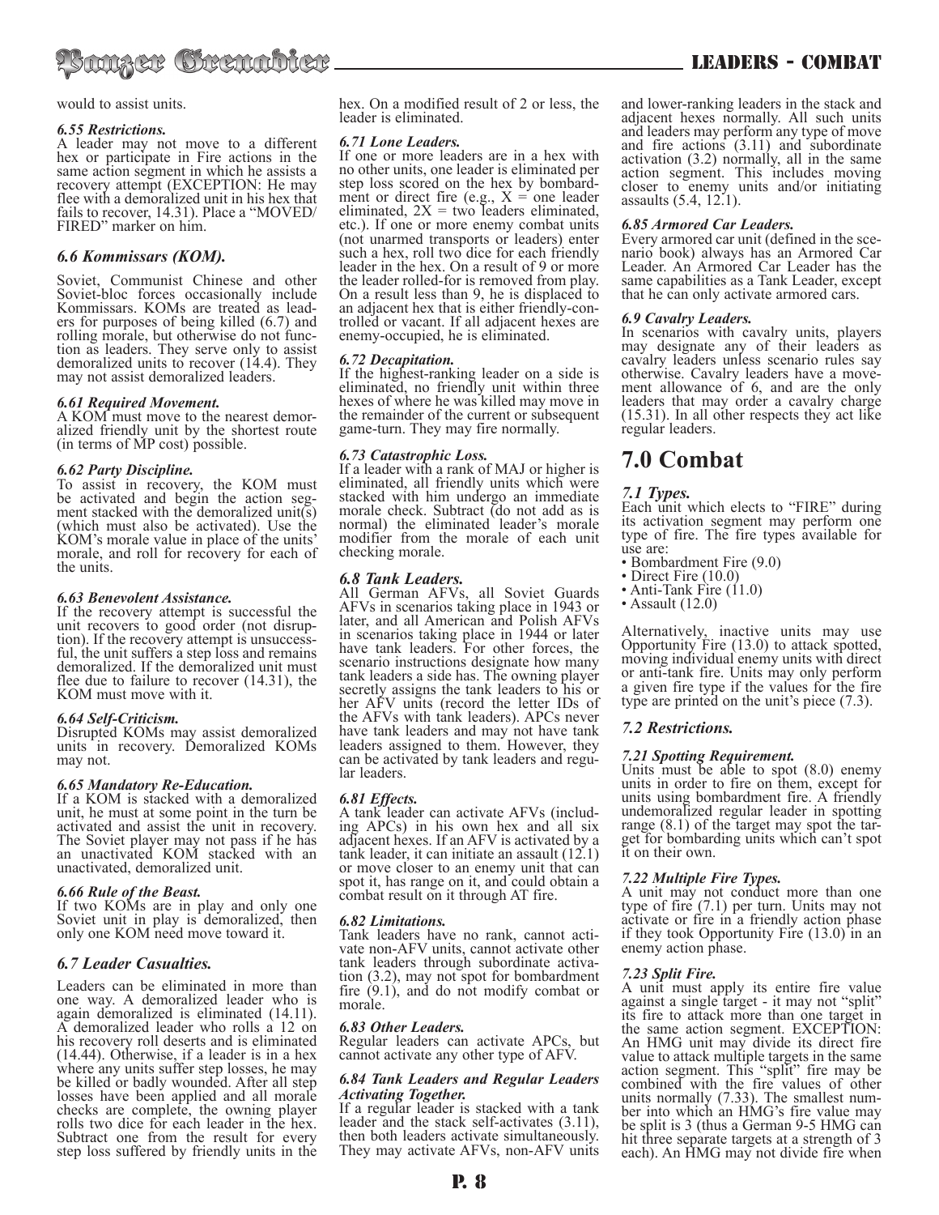would to assist units.

*6.55 Restrictions.*
A leader may not move to a different hex or participate in Fire actions in the same action segment in which he assists a recovery attempt (EXCEPTION: He may flee with a demoralized unit in his hex that fails to recover, 14.31). Place a "MOVED/FIRED" marker on him.

### *6.6 Kommissars (KOM).*

Soviet, Communist Chinese and other Soviet-bloc forces occasionally include Kommissars. KOMs are treated as leaders for purposes of being killed (6.7) and rolling morale, but otherwise do not function as leaders. They serve only to assist demoralized units to recover (14.4). They may not assist demoralized leaders.

*6.61 Required Movement.*
A KOM must move to the nearest demoralized friendly unit by the shortest route (in terms of MP cost) possible.

*6.62 Party Discipline.*
To assist in recovery, the KOM must be activated and begin the action segment stacked with the demoralized unit(s) (which must also be activated). Use the KOM's morale value in place of the units' morale, and roll for recovery for each of the units.

*6.63 Benevolent Assistance.*
If the recovery attempt is successful the unit recovers to good order (not disruption). If the recovery attempt is unsuccessful, the unit suffers a step loss and remains demoralized. If the demoralized unit must flee due to failure to recover (14.31), the KOM must move with it.

*6.64 Self-Criticism.*
Disrupted KOMs may assist demoralized units in recovery. Demoralized KOMs may not.

*6.65 Mandatory Re-Education.*
If a KOM is stacked with a demoralized unit, he must at some point in the turn be activated and assist the unit in recovery. The Soviet player may not pass if he has an unactivated KOM stacked with an unactivated, demoralized unit.

*6.66 Rule of the Beast.*
If two KOMs are in play and only one Soviet unit in play is demoralized, then only one KOM need move toward it.

### *6.7 Leader Casualties.*

Leaders can be eliminated in more than one way. A demoralized leader who is again demoralized is eliminated (14.11). A demoralized leader who rolls a 12 on his recovery roll deserts and is eliminated (14.44). Otherwise, if a leader is in a hex where any units suffer step losses, he may be killed or badly wounded. After all step losses have been applied and all morale checks are complete, the owning player rolls two dice for each leader in the hex. Subtract one from the result for every step loss suffered by friendly units in the hex. On a modified result of 2 or less, the leader is eliminated.

*6.71 Lone Leaders.*
If one or more leaders are in a hex with no other units, one leader is eliminated per step loss scored on the hex by bombardment or direct fire (e.g., X = one leader eliminated, 2X = two leaders eliminated, etc.). If one or more enemy combat units (not unarmed transports or leaders) enter such a hex, roll two dice for each friendly leader in the hex. On a result of 9 or more the leader rolled-for is removed from play. On a result less than 9, he is displaced to an adjacent hex that is either friendly-controlled or vacant. If all adjacent hexes are enemy-occupied, he is eliminated.

*6.72 Decapitation.*
If the highest-ranking leader on a side is eliminated, no friendly unit within three hexes of where he was killed may move in the remainder of the current or subsequent game-turn. They may fire normally.

*6.73 Catastrophic Loss.*
If a leader with a rank of MAJ or higher is eliminated, all friendly units which were stacked with him undergo an immediate morale check. Subtract (do not add as is normal) the eliminated leader's morale modifier from the morale of each unit checking morale.

### *6.8 Tank Leaders.*
All German AFVs, all Soviet Guards AFVs in scenarios taking place in 1943 or later, and all American and Polish AFVs in scenarios taking place in 1944 or later have tank leaders. For other forces, the scenario instructions designate how many tank leaders a side has. The owning player secretly assigns the tank leaders to his or her AFV units (record the letter IDs of the AFVs with tank leaders). APCs never have tank leaders and may not have tank leaders assigned to them. However, they can be activated by tank leaders and regular leaders.

*6.81 Effects.*
A tank leader can activate AFVs (including APCs) in his own hex and all six adjacent hexes. If an AFV is activated by a tank leader, it can initiate an assault (12.1) or move closer to an enemy unit that can spot it, has range on it, and could obtain a combat result on it through AT fire.

*6.82 Limitations.*
Tank leaders have no rank, cannot activate non-AFV units, cannot activate other tank leaders through subordinate activation (3.2), may not spot for bombardment fire (9.1), and do not modify combat or morale.

*6.83 Other Leaders.*
Regular leaders can activate APCs, but cannot activate any other type of AFV.

*6.84 Tank Leaders and Regular Leaders Activating Together.*
If a regular leader is stacked with a tank leader and the stack self-activates (3.11), then both leaders activate simultaneously. They may activate AFVs, non-AFV units and lower-ranking leaders in the stack and adjacent hexes normally. All such units and leaders may perform any type of move and fire actions (3.11) and subordinate activation (3.2) normally, all in the same action segment. This includes moving closer to enemy units and/or initiating assaults (5.4, 12.1).

*6.85 Armored Car Leaders.*
Every armored car unit (defined in the scenario book) always has an Armored Car Leader. An Armored Car Leader has the same capabilities as a Tank Leader, except that he can only activate armored cars.

*6.9 Cavalry Leaders.*
In scenarios with cavalry units, players may designate any of their leaders as cavalry leaders unless scenario rules say otherwise. Cavalry leaders have a movement allowance of 6, and are the only leaders that may order a cavalry charge (15.31). In all other respects they act like regular leaders.

## 7.0 Combat

*7.1 Types.*
Each unit which elects to "FIRE" during its activation segment may perform one type of fire. The fire types available for use are:

- Bombardment Fire (9.0)
- Direct Fire (10.0)
- Anti-Tank Fire (11.0)
- Assault (12.0)

Alternatively, inactive units may use Opportunity Fire (13.0) to attack spotted, moving individual enemy units with direct or anti-tank fire. Units may only perform a given fire type if the values for the fire type are printed on the unit's piece (7.3).

### *7.2 Restrictions.*

*7.21 Spotting Requirement.*
Units must be able to spot (8.0) enemy units in order to fire on them, except for units using bombardment fire. A friendly undemoralized regular leader in spotting range (8.1) of the target may spot the target for bombarding units which can't spot it on their own.

*7.22 Multiple Fire Types.*
A unit may not conduct more than one type of fire (7.1) per turn. Units may not activate or fire in a friendly action phase if they took Opportunity Fire (13.0) in an enemy action phase.

*7.23 Split Fire.*
A unit must apply its entire fire value against a single target - it may not "split" its fire to attack more than one target in the same action segment. EXCEPTION: An HMG unit may divide its direct fire value to attack multiple targets in the same action segment. This "split" fire may be combined with the fire values of other units normally (7.33). The smallest number into which an HMG's fire value may be split is 3 (thus a German 9-5 HMG can hit three separate targets at a strength of 3 each). An HMG may not divide fire when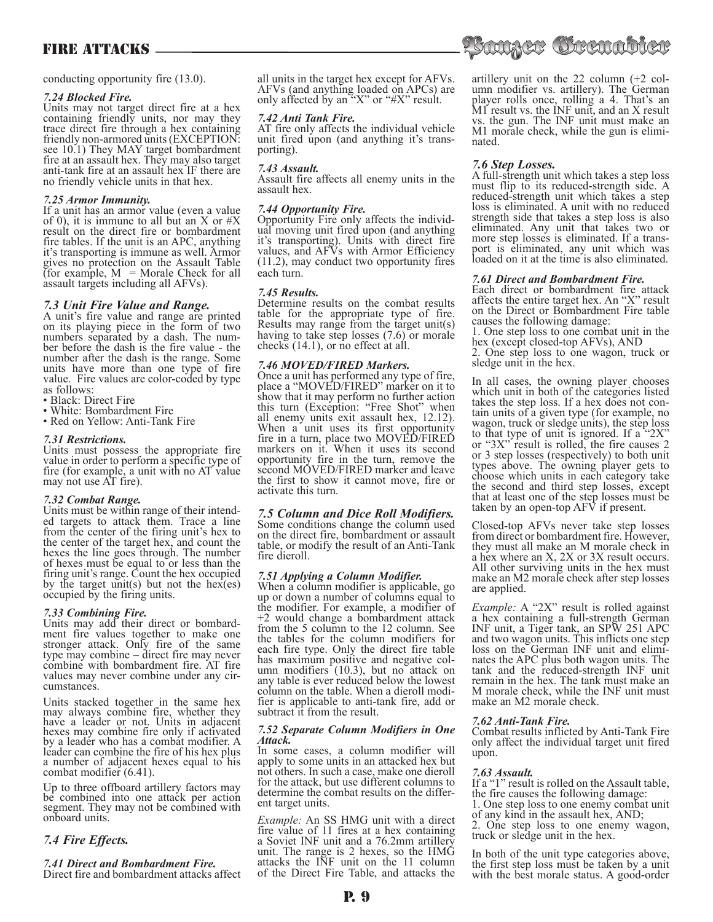conducting opportunity fire (13.0).

#### *7.24 Blocked Fire.*

Units may not target direct fire at a hex containing friendly units, nor may they trace direct fire through a hex containing friendly non-armored units (EXCEPTION: see 10.1) They MAY target bombardment fire at an assault hex. They may also target anti-tank fire at an assault hex IF there are no friendly vehicle units in that hex.

#### *7.25 Armor Immunity.*

If a unit has an armor value (even a value of 0), it is immune to all but an X or #X result on the direct fire or bombardment fire tables. If the unit is an APC, anything it's transporting is immune as well. Armor gives no protection on the Assault Table (for example, M = Morale Check for all assault targets including all AFVs).

### *7.3 Unit Fire Value and Range.*

A unit's fire value and range are printed on its playing piece in the form of two numbers separated by a dash. The number before the dash is the fire value - the number after the dash is the range. Some units have more than one type of fire value. Fire values are color-coded by type as follows:

- Black: Direct Fire
- White: Bombardment Fire
- Red on Yellow: Anti-Tank Fire

#### *7.31 Restrictions.*

Units must possess the appropriate fire value in order to perform a specific type of fire (for example, a unit with no AT value may not use AT fire).

#### *7.32 Combat Range.*

Units must be within range of their intended targets to attack them. Trace a line from the center of the firing unit's hex to the center of the target hex, and count the hexes the line goes through. The number of hexes must be equal to or less than the firing unit's range. Count the hex occupied by the target unit(s) but not the hex(es) occupied by the firing units.

#### *7.33 Combining Fire.*

Units may add their direct or bombardment fire values together to make one stronger attack. Only fire of the same type may combine – direct fire may never combine with bombardment fire. AT fire values may never combine under any circumstances.

Units stacked together in the same hex may always combine fire, whether they have a leader or not. Units in adjacent hexes may combine fire only if activated by a leader who has a combat modifier. A leader can combine the fire of his hex plus a number of adjacent hexes equal to his combat modifier (6.41).

Up to three offboard artillery factors may be combined into one attack per action segment. They may not be combined with onboard units.

### *7.4 Fire Effects.*

#### *7.41 Direct and Bombardment Fire.*

Direct fire and bombardment attacks affect all units in the target hex except for AFVs. AFVs (and anything loaded on APCs) are only affected by an "X" or "#X" result.

#### *7.42 Anti Tank Fire.*

AT fire only affects the individual vehicle unit fired upon (and anything it's transporting).

#### *7.43 Assault.*

Assault fire affects all enemy units in the assault hex.

#### *7.44 Opportunity Fire.*

Opportunity Fire only affects the individual moving unit fired upon (and anything it's transporting). Units with direct fire values, and AFVs with Armor Efficiency (11.2), may conduct two opportunity fires each turn.

#### *7.45 Results.*

Determine results on the combat results table for the appropriate type of fire. Results may range from the target unit(s) having to take step losses (7.6) or morale checks (14.1), or no effect at all.

#### *7.46 MOVED/FIRED Markers.*

Once a unit has performed any type of fire, place a "MOVED/FIRED" marker on it to show that it may perform no further action this turn (Exception: "Free Shot" when all enemy units exit assault hex, 12.12). When a unit uses its first opportunity fire in a turn, place two MOVED/FIRED markers on it. When it uses its second opportunity fire in the turn, remove the second MOVED/FIRED marker and leave the first to show it cannot move, fire or activate this turn.

### *7.5 Column and Dice Roll Modifiers.*

Some conditions change the column used on the direct fire, bombardment or assault table, or modify the result of an Anti-Tank fire dieroll.

#### *7.51 Applying a Column Modifier.*

When a column modifier is applicable, go up or down a number of columns equal to the modifier. For example, a modifier of +2 would change a bombardment attack from the 5 column to the 12 column. See the tables for the column modifiers for each fire type. Only the direct fire table has maximum positive and negative column modifiers (10.3), but no attack on any table is ever reduced below the lowest column on the table. When a dieroll modifier is applicable to anti-tank fire, add or subtract it from the result.

#### *7.52 Separate Column Modifiers in One Attack.*

In some cases, a column modifier will apply to some units in an attacked hex but not others. In such a case, make one dieroll for the attack, but use different columns to determine the combat results on the different target units.

*Example:* An SS HMG unit with a direct fire value of 11 fires at a hex containing a Soviet INF unit and a 76.2mm artillery unit. The range is 2 hexes, so the HMG attacks the INF unit on the 11 column of the Direct Fire Table, and attacks the artillery unit on the 22 column (+2 column modifier vs. artillery). The German player rolls once, rolling a 4. That's an M1 result vs. the INF unit, and an X result vs. the gun. The INF unit must make an M1 morale check, while the gun is eliminated.

### *7.6 Step Losses.*

A full-strength unit which takes a step loss must flip to its reduced-strength side. A reduced-strength unit which takes a step loss is eliminated. A unit with no reduced strength side that takes a step loss is also eliminated. Any unit that takes two or more step losses is eliminated. If a transport is eliminated, any unit which was loaded on it at the time is also eliminated.

#### *7.61 Direct and Bombardment Fire.*

Each direct or bombardment fire attack affects the entire target hex. An "X" result on the Direct or Bombardment Fire table causes the following damage:

1. One step loss to one combat unit in the hex (except closed-top AFVs), AND
2. One step loss to one wagon, truck or sledge unit in the hex.

In all cases, the owning player chooses which unit in both of the categories listed takes the step loss. If a hex does not contain units of a given type (for example, no wagon, truck or sledge units), the step loss to that type of unit is ignored. If a "2X" or "3X" result is rolled, the fire causes 2 or 3 step losses (respectively) to both unit types above. The owning player gets to choose which units in each category take the second and third step losses, except that at least one of the step losses must be taken by an open-top AFV if present.

Closed-top AFVs never take step losses from direct or bombardment fire. However, they must all make an M morale check in a hex where an X, 2X or 3X result occurs. All other surviving units in the hex must make an M2 morale check after step losses are applied.

*Example:* A "2X" result is rolled against a hex containing a full-strength German INF unit, a Tiger tank, an SPW 251 APC and two wagon units. This inflicts one step loss on the German INF unit and eliminates the APC plus both wagon units. The tank and the reduced-strength INF unit remain in the hex. The tank must make an M morale check, while the INF unit must make an M2 morale check.

#### *7.62 Anti-Tank Fire.*

Combat results inflicted by Anti-Tank Fire only affect the individual target unit fired upon.

#### *7.63 Assault.*

If a "1" result is rolled on the Assault table, the fire causes the following damage:

1. One step loss to one enemy combat unit of any kind in the assault hex, AND;
2. One step loss to one enemy wagon, truck or sledge unit in the hex.

In both of the unit type categories above, the first step loss must be taken by a unit with the best morale status. A good-order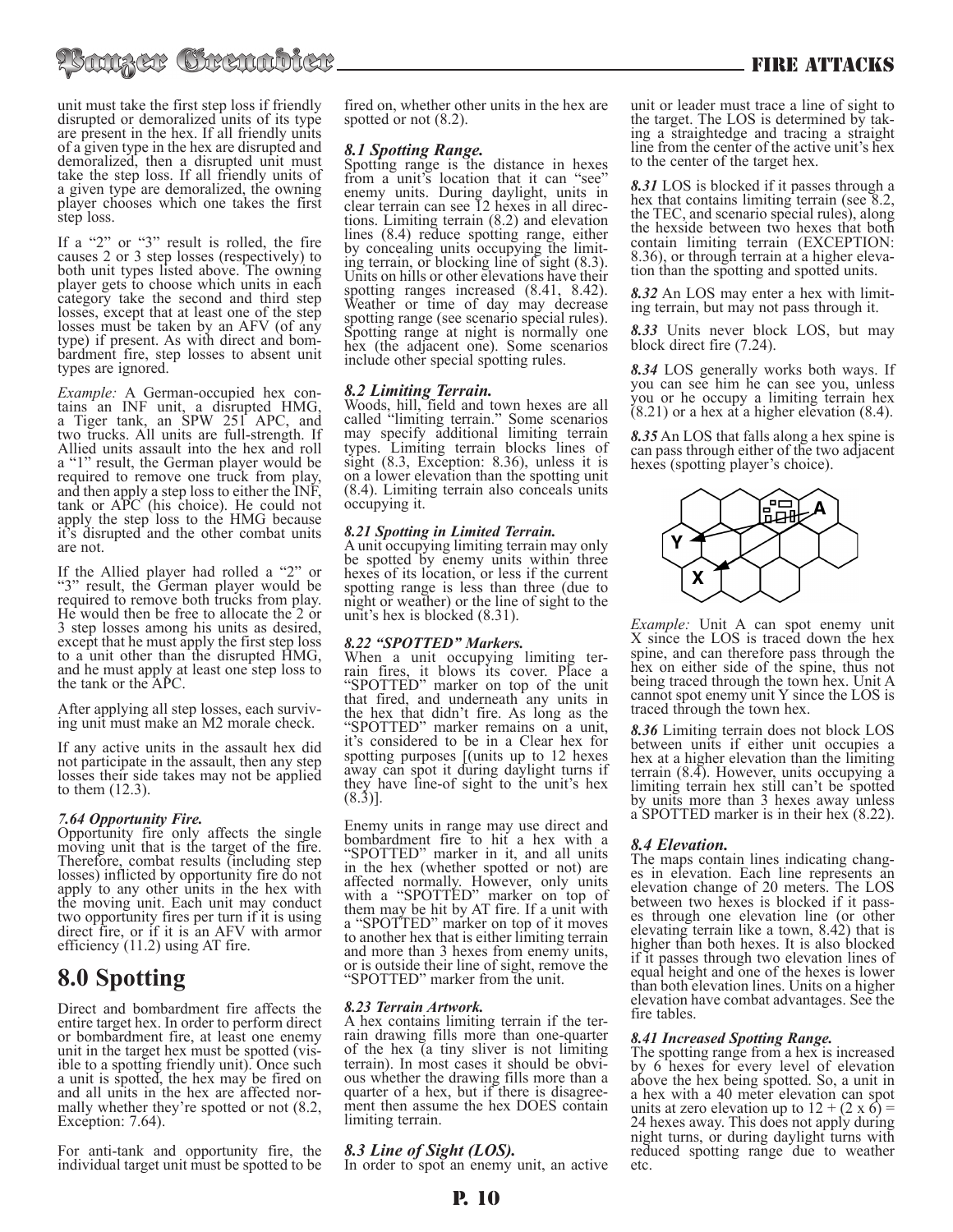unit must take the first step loss if friendly disrupted or demoralized units of its type are present in the hex. If all friendly units of a given type in the hex are disrupted and demoralized, then a disrupted unit must take the step loss. If all friendly units of a given type are demoralized, the owning player chooses which one takes the first step loss.

If a "2" or "3" result is rolled, the fire causes 2 or 3 step losses (respectively) to both unit types listed above. The owning player gets to choose which units in each category take the second and third step losses, except that at least one of the step losses must be taken by an AFV (of any type) if present. As with direct and bombardment fire, step losses to absent unit types are ignored.

*Example:* A German-occupied hex contains an INF unit, a disrupted HMG, a Tiger tank, an SPW 251 APC, and two trucks. All units are full-strength. If Allied units assault into the hex and roll a "1" result, the German player would be required to remove one truck from play, and then apply a step loss to either the INF, tank or APC (his choice). He could not apply the step loss to the HMG because it's disrupted and the other combat units are not.

If the Allied player had rolled a "2" or "3" result, the German player would be required to remove both trucks from play. He would then be free to allocate the 2 or 3 step losses among his units as desired, except that he must apply the first step loss to a unit other than the disrupted HMG, and he must apply at least one step loss to the tank or the APC.

After applying all step losses, each surviving unit must make an M2 morale check.

If any active units in the assault hex did not participate in the assault, then any step losses their side takes may not be applied to them (12.3).

### *7.64 Opportunity Fire.*

Opportunity fire only affects the single moving unit that is the target of the fire. Therefore, combat results (including step losses) inflicted by opportunity fire do not apply to any other units in the hex with the moving unit. Each unit may conduct two opportunity fires per turn if it is using direct fire, or if it is an AFV with armor efficiency (11.2) using AT fire.

# 8.0 Spotting

Direct and bombardment fire affects the entire target hex. In order to perform direct or bombardment fire, at least one enemy unit in the target hex must be spotted (visible to a spotting friendly unit). Once such a unit is spotted, the hex may be fired on and all units in the hex are affected normally whether they're spotted or not (8.2, Exception: 7.64).

For anti-tank and opportunity fire, the individual target unit must be spotted to be fired on, whether other units in the hex are spotted or not (8.2).

### *8.1 Spotting Range.*

Spotting range is the distance in hexes from a unit's location that it can "see" enemy units. During daylight, units in clear terrain can see 12 hexes in all directions. Limiting terrain (8.2) and elevation lines (8.4) reduce spotting range, either by concealing units occupying the limiting terrain, or blocking line of sight (8.3). Units on hills or other elevations have their spotting ranges increased (8.41, 8.42). Weather or time of day may decrease spotting range (see scenario special rules). Spotting range at night is normally one hex (the adjacent one). Some scenarios include other special spotting rules.

### *8.2 Limiting Terrain.*

Woods, hill, field and town hexes are all called "limiting terrain." Some scenarios may specify additional limiting terrain types. Limiting terrain blocks lines of sight (8.3, Exception: 8.36), unless it is on a lower elevation than the spotting unit (8.4). Limiting terrain also conceals units occupying it.

#### *8.21 Spotting in Limited Terrain.*

A unit occupying limiting terrain may only be spotted by enemy units within three hexes of its location, or less if the current spotting range is less than three (due to night or weather) or the line of sight to the unit's hex is blocked (8.31).

#### *8.22 "SPOTTED" Markers.*

When a unit occupying limiting terrain fires, it blows its cover. Place a "SPOTTED" marker on top of the unit that fired, and underneath any units in the hex that didn't fire. As long as the "SPOTTED" marker remains on a unit, it's considered to be in a Clear hex for spotting purposes [(units up to 12 hexes away can spot it during daylight turns if they have line-of sight to the unit's hex (8.3)].

Enemy units in range may use direct and bombardment fire to hit a hex with a "SPOTTED" marker in it, and all units in the hex (whether spotted or not) are affected normally. However, only units with a "SPOTTED" marker on top of them may be hit by AT fire. If a unit with a "SPOTTED" marker on top of it moves to another hex that is either limiting terrain and more than 3 hexes from enemy units, or is outside their line of sight, remove the "SPOTTED" marker from the unit.

#### *8.23 Terrain Artwork.*

A hex contains limiting terrain if the terrain drawing fills more than one-quarter of the hex (a tiny sliver is not limiting terrain). In most cases it should be obvious whether the drawing fills more than a quarter of a hex, but if there is disagreement then assume the hex DOES contain limiting terrain.

### *8.3 Line of Sight (LOS).*

In order to spot an enemy unit, an active unit or leader must trace a line of sight to the target. The LOS is determined by taking a straightedge and tracing a straight line from the center of the active unit's hex to the center of the target hex.

***8.31*** LOS is blocked if it passes through a hex that contains limiting terrain (see 8.2, the TEC, and scenario special rules), along the hexside between two hexes that both contain limiting terrain (EXCEPTION: 8.36), or through terrain at a higher elevation than the spotting and spotted units.

***8.32*** An LOS may enter a hex with limiting terrain, but may not pass through it.

***8.33*** Units never block LOS, but may block direct fire (7.24).

***8.34*** LOS generally works both ways. If you can see him he can see you, unless you or he occupy a limiting terrain hex (8.21) or a hex at a higher elevation (8.4).

***8.35*** An LOS that falls along a hex spine is can pass through either of the two adjacent hexes (spotting player's choice).

*Example:* Unit A can spot enemy unit X since the LOS is traced down the hex spine, and can therefore pass through the hex on either side of the spine, thus not being traced through the town hex. Unit A cannot spot enemy unit Y since the LOS is traced through the town hex.

***8.36*** Limiting terrain does not block LOS between units if either unit occupies a hex at a higher elevation than the limiting terrain (8.4). However, units occupying a limiting terrain hex still can't be spotted by units more than 3 hexes away unless a SPOTTED marker is in their hex (8.22).

### *8.4 Elevation.*

The maps contain lines indicating changes in elevation. Each line represents an elevation change of 20 meters. The LOS between two hexes is blocked if it passes through one elevation line (or other elevating terrain like a town, 8.42) that is higher than both hexes. It is also blocked if it passes through two elevation lines of equal height and one of the hexes is lower than both elevation lines. Units on a higher elevation have combat advantages. See the fire tables.

#### *8.41 Increased Spotting Range.*

The spotting range from a hex is increased by 6 hexes for every level of elevation above the hex being spotted. So, a unit in a hex with a 40 meter elevation can spot units at zero elevation up to $12 + (2 \times 6) = 24$ hexes away. This does not apply during night turns, or during daylight turns with reduced spotting range due to weather etc.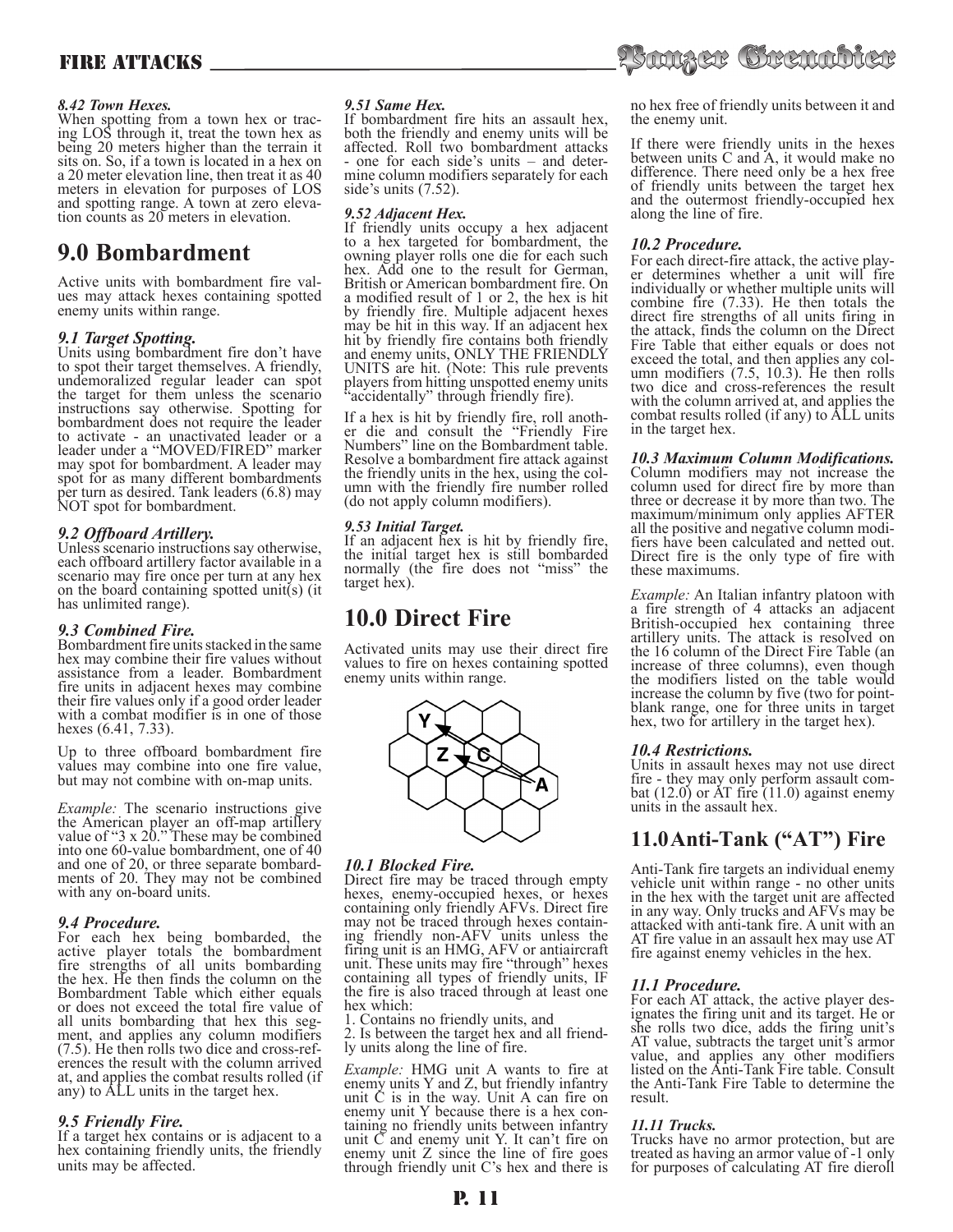#### 8.42 Town Hexes.

When spotting from a town hex or tracing LOS through it, treat the town hex as being 20 meters higher than the terrain it sits on. So, if a town is located in a hex on a 20 meter elevation line, then treat it as 40 meters in elevation for purposes of LOS and spotting range. A town at zero elevation counts as 20 meters in elevation.

# 9.0 Bombardment

Active units with bombardment fire values may attack hexes containing spotted enemy units within range.

#### 9.1 Target Spotting.

Units using bombardment fire don't have to spot their target themselves. A friendly, undemoralized regular leader can spot the target for them unless the scenario instructions say otherwise. Spotting for bombardment does not require the leader to activate - an unactivated leader or a leader under a "MOVED/FIRED" marker may spot for bombardment. A leader may spot for as many different bombardments per turn as desired. Tank leaders (6.8) may NOT spot for bombardment.

#### 9.2 Offboard Artillery.

Unless scenario instructions say otherwise, each offboard artillery factor available in a scenario may fire once per turn at any hex on the board containing spotted unit(s) (it has unlimited range).

#### 9.3 Combined Fire.

Bombardment fire units stacked in the same hex may combine their fire values without assistance from a leader. Bombardment fire units in adjacent hexes may combine their fire values only if a good order leader with a combat modifier is in one of those hexes (6.41, 7.33).

Up to three offboard bombardment fire values may combine into one fire value, but may not combine with on-map units.

*Example:* The scenario instructions give the American player an off-map artillery value of "3 x 20." These may be combined into one 60-value bombardment, one of 40 and one of 20, or three separate bombardments of 20. They may not be combined with any on-board units.

#### 9.4 Procedure.

For each hex being bombarded, the active player totals the bombardment fire strengths of all units bombarding the hex. He then finds the column on the Bombardment Table which either equals or does not exceed the total fire value of all units bombarding that hex this segment, and applies any column modifiers (7.5). He then rolls two dice and cross-references the result with the column arrived at, and applies the combat results rolled (if any) to ALL units in the target hex.

#### 9.5 Friendly Fire.

If a target hex contains or is adjacent to a hex containing friendly units, the friendly units may be affected.

#### 9.51 Same Hex.

If bombardment fire hits an assault hex, both the friendly and enemy units will be affected. Roll two bombardment attacks - one for each side's units – and determine column modifiers separately for each side's units (7.52).

#### 9.52 Adjacent Hex.

If friendly units occupy a hex adjacent to a hex targeted for bombardment, the owning player rolls one die for each such hex. Add one to the result for German, British or American bombardment fire. On a modified result of 1 or 2, the hex is hit by friendly fire. Multiple adjacent hexes may be hit in this way. If an adjacent hex hit by friendly fire contains both friendly and enemy units, ONLY THE FRIENDLY UNITS are hit. (Note: This rule prevents players from hitting unspotted enemy units "accidentally" through friendly fire).

If a hex is hit by friendly fire, roll another die and consult the "Friendly Fire Numbers" line on the Bombardment table. Resolve a bombardment fire attack against the friendly units in the hex, using the column with the friendly fire number rolled (do not apply column modifiers).

#### 9.53 Initial Target.

If an adjacent hex is hit by friendly fire, the initial target hex is still bombarded normally (the fire does not "miss" the target hex).

# 10.0 Direct Fire

Activated units may use their direct fire values to fire on hexes containing spotted enemy units within range.

#### 10.1 Blocked Fire.

Direct fire may be traced through empty hexes, enemy-occupied hexes, or hexes containing only friendly AFVs. Direct fire may not be traced through hexes containing friendly non-AFV units unless the firing unit is an HMG, AFV or antiaircraft unit. These units may fire "through" hexes containing all types of friendly units, IF the fire is also traced through at least one hex which:

1. Contains no friendly units, and
2. Is between the target hex and all friendly units along the line of fire.

*Example:* HMG unit A wants to fire at enemy units Y and Z, but friendly infantry unit C is in the way. Unit A can fire on enemy unit Y because there is a hex containing no friendly units between infantry unit C and enemy unit Y. It can't fire on enemy unit Z since the line of fire goes through friendly unit C's hex and there is no hex free of friendly units between it and the enemy unit.

If there were friendly units in the hexes between units C and A, it would make no difference. There need only be a hex free of friendly units between the target hex and the outermost friendly-occupied hex along the line of fire.

#### 10.2 Procedure.

For each direct-fire attack, the active player determines whether a unit will fire individually or whether multiple units will combine fire (7.33). He then totals the direct fire strengths of all units firing in the attack, finds the column on the Direct Fire Table that either equals or does not exceed the total, and then applies any column modifiers (7.5, 10.3). He then rolls two dice and cross-references the result with the column arrived at, and applies the combat results rolled (if any) to ALL units in the target hex.

#### 10.3 Maximum Column Modifications.

Column modifiers may not increase the column used for direct fire by more than three or decrease it by more than two. The maximum/minimum only applies AFTER all the positive and negative column modifiers have been calculated and netted out. Direct fire is the only type of fire with these maximums.

*Example:* An Italian infantry platoon with a fire strength of 4 attacks an adjacent British-occupied hex containing three artillery units. The attack is resolved on the 16 column of the Direct Fire Table (an increase of three columns), even though the modifiers listed on the table would increase the column by five (two for point-blank range, one for three units in target hex, two for artillery in the target hex).

#### 10.4 Restrictions.

Units in assault hexes may not use direct fire - they may only perform assault combat (12.0) or AT fire (11.0) against enemy units in the assault hex.

# 11.0 Anti-Tank ("AT") Fire

Anti-Tank fire targets an individual enemy vehicle unit within range - no other units in the hex with the target unit are affected in any way. Only trucks and AFVs may be attacked with anti-tank fire. A unit with an AT fire value in an assault hex may use AT fire against enemy vehicles in the hex.

#### 11.1 Procedure.

For each AT attack, the active player designates the firing unit and its target. He or she rolls two dice, adds the firing unit's AT value, subtracts the target unit's armor value, and applies any other modifiers listed on the Anti-Tank Fire table. Consult the Anti-Tank Fire Table to determine the result.

#### 11.11 Trucks.

Trucks have no armor protection, but are treated as having an armor value of -1 only for purposes of calculating AT fire dieroll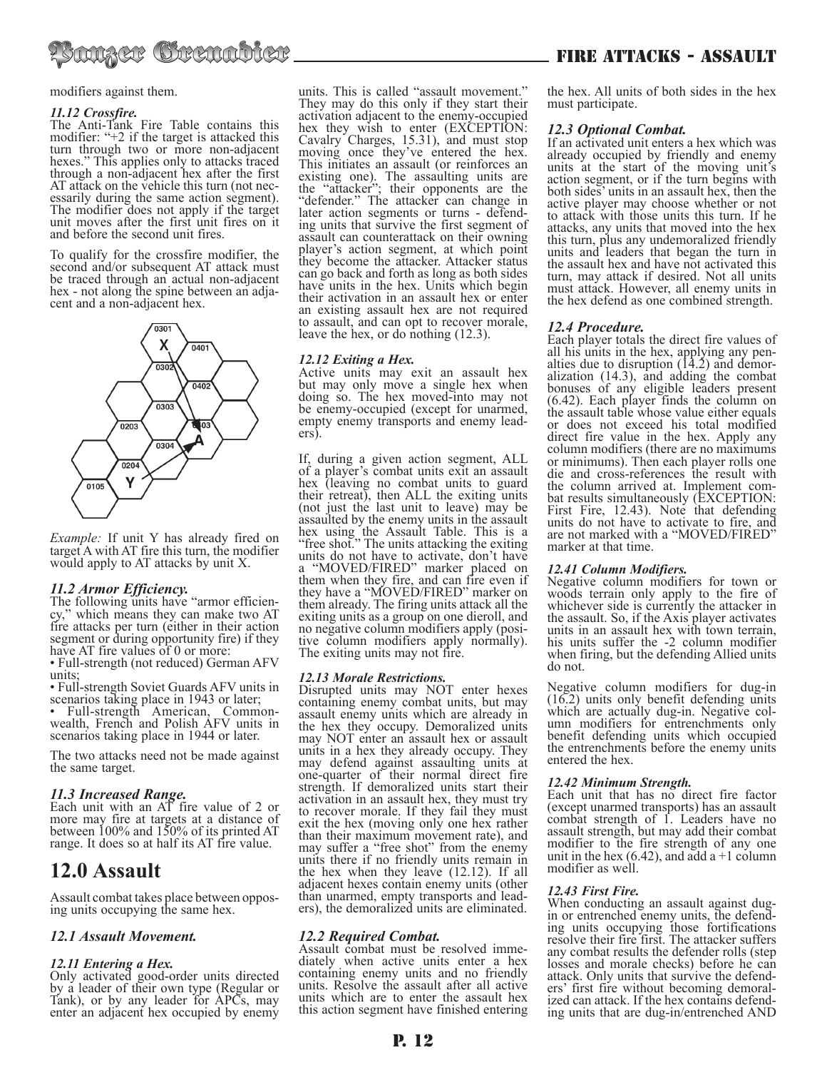modifiers against them.

### *11.12 Crossfire.*

The Anti-Tank Fire Table contains this modifier: "+2 if the target is attacked this turn through two or more non-adjacent hexes." This applies only to attacks traced through a non-adjacent hex after the first AT attack on the vehicle this turn (not necessarily during the same action segment). The modifier does not apply if the target unit moves after the first unit fires on it and before the second unit fires.

To qualify for the crossfire modifier, the second and/or subsequent AT attack must be traced through an actual non-adjacent hex - not along the spine between an adjacent and a non-adjacent hex.

*Example:* If unit Y has already fired on target A with AT fire this turn, the modifier would apply to AT attacks by unit X.

### *11.2 Armor Efficiency.*

The following units have "armor efficiency," which means they can make two AT fire attacks per turn (either in their action segment or during opportunity fire) if they have AT fire values of 0 or more:

- Full-strength (not reduced) German AFV units;
- Full-strength Soviet Guards AFV units in scenarios taking place in 1943 or later;
- Full-strength American, Commonwealth, French and Polish AFV units in scenarios taking place in 1944 or later.

The two attacks need not be made against the same target.

### *11.3 Increased Range.*

Each unit with an AT fire value of 2 or more may fire at targets at a distance of between 100% and 150% of its printed AT range. It does so at half its AT fire value.

## 12.0 Assault

Assault combat takes place between opposing units occupying the same hex.

### *12.1 Assault Movement.*

### *12.11 Entering a Hex.*

Only activated good-order units directed by a leader of their own type (Regular or Tank), or by any leader for APCs, may enter an adjacent hex occupied by enemy units. This is called "assault movement." They may do this only if they start their activation adjacent to the enemy-occupied hex they wish to enter (EXCEPTION: Cavalry Charges, 15.31), and must stop moving once they've entered the hex. This initiates an assault (or reinforces an existing one). The assaulting units are the "attacker"; their opponents are the "defender." The attacker can change in later action segments or turns - defending units that survive the first segment of assault can counterattack on their owning player's action segment, at which point they become the attacker. Attacker status can go back and forth as long as both sides have units in the hex. Units which begin their activation in an assault hex or enter an existing assault hex are not required to assault, and can opt to recover morale, leave the hex, or do nothing (12.3).

### *12.12 Exiting a Hex.*

Active units may exit an assault hex but may only move a single hex when doing so. The hex moved-into may not be enemy-occupied (except for unarmed, empty enemy transports and enemy leaders).

If, during a given action segment, ALL of a player's combat units exit an assault hex (leaving no combat units to guard their retreat), then ALL the exiting units (not just the last unit to leave) may be assaulted by the enemy units in the assault hex using the Assault Table. This is a "free shot." The units attacking the exiting units do not have to activate, don't have a "MOVED/FIRED" marker placed on them when they fire, and can fire even if they have a "MOVED/FIRED" marker on them already. The firing units attack all the exiting units as a group on one dieroll, and no negative column modifiers apply (positive column modifiers apply normally). The exiting units may not fire.

### *12.13 Morale Restrictions.*

Disrupted units may NOT enter hexes containing enemy combat units, but may assault enemy units which are already in the hex they occupy. Demoralized units may NOT enter an assault hex or assault units in a hex they already occupy. They may defend against assaulting units at one-quarter of their normal direct fire strength. If demoralized units start their activation in an assault hex, they must try to recover morale. If they fail they must exit the hex (moving only one hex rather than their maximum movement rate), and may suffer a "free shot" from the enemy units there if no friendly units remain in the hex when they leave (12.12). If all adjacent hexes contain enemy units (other than unarmed, empty transports and leaders), the demoralized units are eliminated.

### *12.2 Required Combat.*

Assault combat must be resolved immediately when active units enter a hex containing enemy units and no friendly units. Resolve the assault after all active units which are to enter the assault hex this action segment have finished entering the hex. All units of both sides in the hex must participate.

### *12.3 Optional Combat.*

If an activated unit enters a hex which was already occupied by friendly and enemy units at the start of the moving unit's action segment, or if the turn begins with both sides' units in an assault hex, then the active player may choose whether or not to attack with those units this turn. If he attacks, any units that moved into the hex this turn, plus any undemoralized friendly units and leaders that began the turn in the assault hex and have not activated this turn, may attack if desired. Not all units must attack. However, all enemy units in the hex defend as one combined strength.

### *12.4 Procedure.*

Each player totals the direct fire values of all his units in the hex, applying any penalties due to disruption (14.2) and demoralization (14.3), and adding the combat bonuses of any eligible leaders present (6.42). Each player finds the column on the assault table whose value either equals or does not exceed his total modified direct fire value in the hex. Apply any column modifiers (there are no maximums or minimums). Then each player rolls one die and cross-references the result with the column arrived at. Implement combat results simultaneously (EXCEPTION: First Fire, 12.43). Note that defending units do not have to activate to fire, and are not marked with a "MOVED/FIRED" marker at that time.

### *12.41 Column Modifiers.*

Negative column modifiers for town or woods terrain only apply to the fire of whichever side is currently the attacker in the assault. So, if the Axis player activates units in an assault hex with town terrain, his units suffer the -2 column modifier when firing, but the defending Allied units do not.

Negative column modifiers for dug-in (16.2) units only benefit defending units which are actually dug-in. Negative column modifiers for entrenchments only benefit defending units which occupied the entrenchments before the enemy units entered the hex.

### *12.42 Minimum Strength.*

Each unit that has no direct fire factor (except unarmed transports) has an assault combat strength of 1. Leaders have no assault strength, but may add their combat modifier to the fire strength of any one unit in the hex (6.42), and add a +1 column modifier as well.

### *12.43 First Fire.*

When conducting an assault against dug-in or entrenched enemy units, the defending units occupying those fortifications resolve their fire first. The attacker suffers any combat results the defender rolls (step losses and morale checks) before he can attack. Only units that survive the defenders' first fire without becoming demoralized can attack. If the hex contains defending units that are dug-in/entrenched AND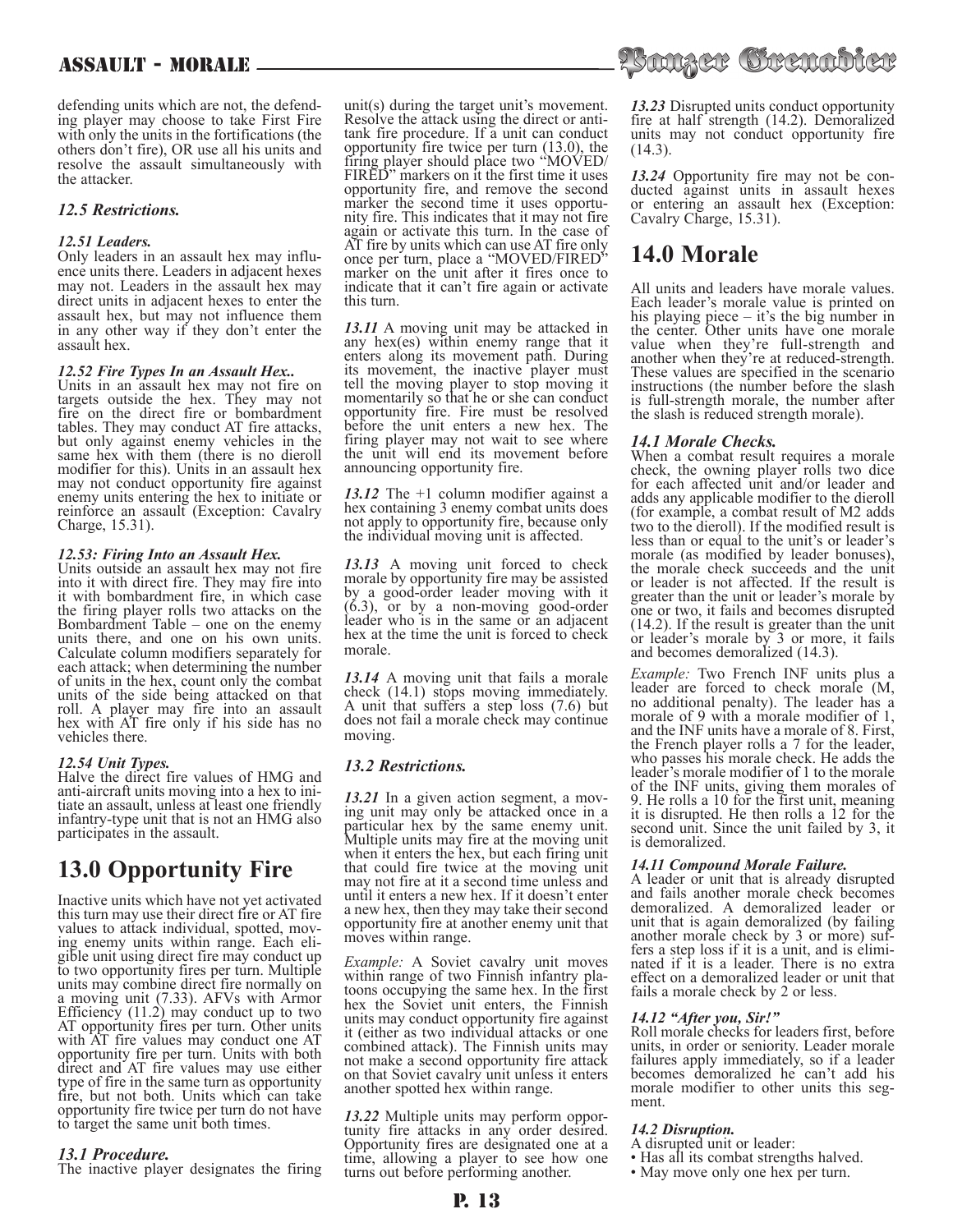defending units which are not, the defending player may choose to take First Fire with only the units in the fortifications (the others don't fire), OR use all his units and resolve the assault simultaneously with the attacker.

### *12.5 Restrictions.*

***12.51 Leaders.***
Only leaders in an assault hex may influence units there. Leaders in adjacent hexes may not. Leaders in the assault hex may direct units in adjacent hexes to enter the assault hex, but may not influence them in any other way if they don't enter the assault hex.

***12.52 Fire Types In an Assault Hex..***
Units in an assault hex may not fire on targets outside the hex. They may not fire on the direct fire or bombardment tables. They may conduct AT fire attacks, but only against enemy vehicles in the same hex with them (there is no dieroll modifier for this). Units in an assault hex may not conduct opportunity fire against enemy units entering the hex to initiate or reinforce an assault (Exception: Cavalry Charge, 15.31).

***12.53: Firing Into an Assault Hex.***
Units outside an assault hex may not fire into it with direct fire. They may fire into it with bombardment fire, in which case the firing player rolls two attacks on the Bombardment Table – one on the enemy units there, and one on his own units. Calculate column modifiers separately for each attack; when determining the number of units in the hex, count only the combat units of the side being attacked on that roll. A player may fire into an assault hex with AT fire only if his side has no vehicles there.

***12.54 Unit Types.***
Halve the direct fire values of HMG and anti-aircraft units moving into a hex to initiate an assault, unless at least one friendly infantry-type unit that is not an HMG also participates in the assault.

## 13.0 Opportunity Fire

Inactive units which have not yet activated this turn may use their direct fire or AT fire values to attack individual, spotted, moving enemy units within range. Each eligible unit using direct fire may conduct up to two opportunity fires per turn. Multiple units may combine direct fire normally on a moving unit (7.33). AFVs with Armor Efficiency (11.2) may conduct up to two AT opportunity fires per turn. Other units with AT fire values may conduct one AT opportunity fire per turn. Units with both direct and AT fire values may use either type of fire in the same turn as opportunity fire, but not both. Units which can take opportunity fire twice per turn do not have to target the same unit both times.

### *13.1 Procedure.*
The inactive player designates the firing unit(s) during the target unit's movement. Resolve the attack using the direct or anti-tank fire procedure. If a unit can conduct opportunity fire twice per turn (13.0), the firing player should place two "MOVED/FIRED" markers on it the first time it uses opportunity fire, and remove the second marker the second time it uses opportunity fire. This indicates that it may not fire again or activate this turn. In the case of AT fire by units which can use AT fire only once per turn, place a "MOVED/FIRED" marker on the unit after it fires once to indicate that it can't fire again or activate this turn.

***13.11*** A moving unit may be attacked in any hex(es) within enemy range that it enters along its movement path. During its movement, the inactive player must tell the moving player to stop moving it momentarily so that he or she can conduct opportunity fire. Fire must be resolved before the unit enters a new hex. The firing player may not wait to see where the unit will end its movement before announcing opportunity fire.

***13.12*** The +1 column modifier against a hex containing 3 enemy combat units does not apply to opportunity fire, because only the individual moving unit is affected.

***13.13*** A moving unit forced to check morale by opportunity fire may be assisted by a good-order leader moving with it (6.3), or by a non-moving good-order leader who is in the same or an adjacent hex at the time the unit is forced to check morale.

***13.14*** A moving unit that fails a morale check (14.1) stops moving immediately. A unit that suffers a step loss (7.6) but does not fail a morale check may continue moving.

### *13.2 Restrictions.*

***13.21*** In a given action segment, a moving unit may only be attacked once in a particular hex by the same enemy unit. Multiple units may fire at the moving unit when it enters the hex, but each firing unit that could fire twice at the moving unit may not fire at it a second time unless and until it enters a new hex. If it doesn't enter a new hex, then they may take their second opportunity fire at another enemy unit that moves within range.

*Example:* A Soviet cavalry unit moves within range of two Finnish infantry platoons occupying the same hex. In the first hex the Soviet unit enters, the Finnish units may conduct opportunity fire against it (either as two individual attacks or one combined attack). The Finnish units may not make a second opportunity fire attack on that Soviet cavalry unit unless it enters another spotted hex within range.

***13.22*** Multiple units may perform opportunity fire attacks in any order desired. Opportunity fires are designated one at a time, allowing a player to see how one turns out before performing another.

***13.23*** Disrupted units conduct opportunity fire at half strength (14.2). Demoralized units may not conduct opportunity fire (14.3).

***13.24*** Opportunity fire may not be conducted against units in assault hexes or entering an assault hex (Exception: Cavalry Charge, 15.31).

## 14.0 Morale

All units and leaders have morale values. Each leader's morale value is printed on his playing piece – it's the big number in the center. Other units have one morale value when they're full-strength and another when they're at reduced-strength. These values are specified in the scenario instructions (the number before the slash is full-strength morale, the number after the slash is reduced strength morale).

### *14.1 Morale Checks.*
When a combat result requires a morale check, the owning player rolls two dice for each affected unit and/or leader and adds any applicable modifier to the dieroll (for example, a combat result of M2 adds two to the dieroll). If the modified result is less than or equal to the unit's or leader's morale (as modified by leader bonuses), the morale check succeeds and the unit or leader is not affected. If the result is greater than the unit or leader's morale by one or two, it fails and becomes disrupted (14.2). If the result is greater than the unit or leader's morale by 3 or more, it fails and becomes demoralized (14.3).

*Example:* Two French INF units plus a leader are forced to check morale (M, no additional penalty). The leader has a morale of 9 with a morale modifier of 1, and the INF units have a morale of 8. First, the French player rolls a 7 for the leader, who passes his morale check. He adds the leader's morale modifier of 1 to the morale of the INF units, giving them morales of 9. He rolls a 10 for the first unit, meaning it is disrupted. He then rolls a 12 for the second unit. Since the unit failed by 3, it is demoralized.

***14.11 Compound Morale Failure.***
A leader or unit that is already disrupted and fails another morale check becomes demoralized. A demoralized leader or unit that is again demoralized (by failing another morale check by 3 or more) suffers a step loss if it is a unit, and is eliminated if it is a leader. There is no extra effect on a demoralized leader or unit that fails a morale check by 2 or less.

***14.12 "After you, Sir!"***
Roll morale checks for leaders first, before units, in order or seniority. Leader morale failures apply immediately, so if a leader becomes demoralized he can't add his morale modifier to other units this segment.

### *14.2 Disruption.*
A disrupted unit or leader:
- Has all its combat strengths halved.
- May move only one hex per turn.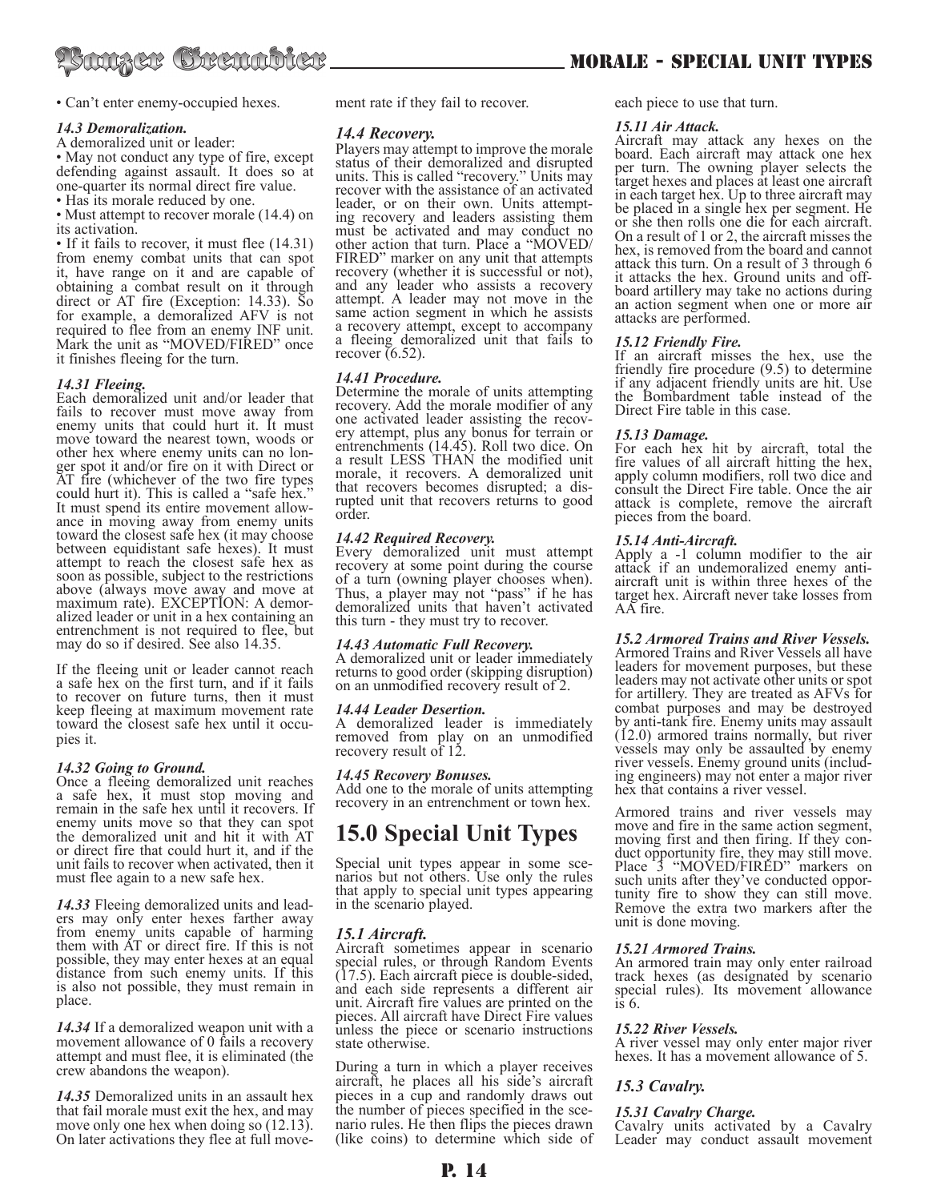• Can't enter enemy-occupied hexes.

### *14.3 Demoralization.*

A demoralized unit or leader:

• May not conduct any type of fire, except defending against assault. It does so at one-quarter its normal direct fire value.

• Has its morale reduced by one.

• Must attempt to recover morale (14.4) on its activation.

• If it fails to recover, it must flee (14.31) from enemy combat units that can spot it, have range on it and are capable of obtaining a combat result on it through direct or AT fire (Exception: 14.33). So for example, a demoralized AFV is not required to flee from an enemy INF unit. Mark the unit as "MOVED/FIRED" once it finishes fleeing for the turn.

### *14.31 Fleeing.*

Each demoralized unit and/or leader that fails to recover must move away from enemy units that could hurt it. It must move toward the nearest town, woods or other hex where enemy units can no longer spot it and/or fire on it with Direct or AT fire (whichever of the two fire types could hurt it). This is called a "safe hex." It must spend its entire movement allowance in moving away from enemy units toward the closest safe hex (it may choose between equidistant safe hexes). It must attempt to reach the closest safe hex as soon as possible, subject to the restrictions above (always move away and move at maximum rate). EXCEPTION: A demoralized leader or unit in a hex containing an entrenchment is not required to flee, but may do so if desired. See also 14.35.

If the fleeing unit or leader cannot reach a safe hex on the first turn, and if it fails to recover on future turns, then it must keep fleeing at maximum movement rate toward the closest safe hex until it occupies it.

### *14.32 Going to Ground.*

Once a fleeing demoralized unit reaches a safe hex, it must stop moving and remain in the safe hex until it recovers. If enemy units move so that they can spot the demoralized unit and hit it with AT or direct fire that could hurt it, and if the unit fails to recover when activated, then it must flee again to a new safe hex.

***14.33*** Fleeing demoralized units and leaders may only enter hexes farther away from enemy units capable of harming them with AT or direct fire. If this is not possible, they may enter hexes at an equal distance from such enemy units. If this is also not possible, they must remain in place.

***14.34*** If a demoralized weapon unit with a movement allowance of 0 fails a recovery attempt and must flee, it is eliminated (the crew abandons the weapon).

***14.35*** Demoralized units in an assault hex that fail morale must exit the hex, and may move only one hex when doing so (12.13). On later activations they flee at full movement rate if they fail to recover.

### *14.4 Recovery.*

Players may attempt to improve the morale status of their demoralized and disrupted units. This is called "recovery." Units may recover with the assistance of an activated leader, or on their own. Units attempting recovery and leaders assisting them must be activated and may conduct no other action that turn. Place a "MOVED/FIRED" marker on any unit that attempts recovery (whether it is successful or not), and any leader who assists a recovery attempt. A leader may not move in the same action segment in which he assists a recovery attempt, except to accompany a fleeing demoralized unit that fails to recover (6.52).

### *14.41 Procedure.*

Determine the morale of units attempting recovery. Add the morale modifier of any one activated leader assisting the recovery attempt, plus any bonus for terrain or entrenchments (14.45). Roll two dice. On a result LESS THAN the modified unit morale, it recovers. A demoralized unit that recovers becomes disrupted; a disrupted unit that recovers returns to good order.

### *14.42 Required Recovery.*

Every demoralized unit must attempt recovery at some point during the course of a turn (owning player chooses when). Thus, a player may not "pass" if he has demoralized units that haven't activated this turn - they must try to recover.

### *14.43 Automatic Full Recovery.*

A demoralized unit or leader immediately returns to good order (skipping disruption) on an unmodified recovery result of 2.

### *14.44 Leader Desertion.*

A demoralized leader is immediately removed from play on an unmodified recovery result of 12.

### *14.45 Recovery Bonuses.*

Add one to the morale of units attempting recovery in an entrenchment or town hex.

# 15.0 Special Unit Types

Special unit types appear in some scenarios but not others. Use only the rules that apply to special unit types appearing in the scenario played.

### *15.1 Aircraft.*

Aircraft sometimes appear in scenario special rules, or through Random Events (17.5). Each aircraft piece is double-sided, and each side represents a different air unit. Aircraft fire values are printed on the pieces. All aircraft have Direct Fire values unless the piece or scenario instructions state otherwise.

During a turn in which a player receives aircraft, he places all his side's aircraft pieces in a cup and randomly draws out the number of pieces specified in the scenario rules. He then flips the pieces drawn (like coins) to determine which side of each piece to use that turn.

### *15.11 Air Attack.*

Aircraft may attack any hexes on the board. Each aircraft may attack one hex per turn. The owning player selects the target hexes and places at least one aircraft in each target hex. Up to three aircraft may be placed in a single hex per segment. He or she then rolls one die for each aircraft. On a result of 1 or 2, the aircraft misses the hex, is removed from the board and cannot attack this turn. On a result of 3 through 6 it attacks the hex. Ground units and off-board artillery may take no actions during an action segment when one or more air attacks are performed.

### *15.12 Friendly Fire.*

If an aircraft misses the hex, use the friendly fire procedure (9.5) to determine if any adjacent friendly units are hit. Use the Bombardment table instead of the Direct Fire table in this case.

### *15.13 Damage.*

For each hex hit by aircraft, total the fire values of all aircraft hitting the hex, apply column modifiers, roll two dice and consult the Direct Fire table. Once the air attack is complete, remove the aircraft pieces from the board.

### *15.14 Anti-Aircraft.*

Apply a -1 column modifier to the air attack if an undemoralized enemy anti-aircraft unit is within three hexes of the target hex. Aircraft never take losses from AA fire.

### *15.2 Armored Trains and River Vessels.*

Armored Trains and River Vessels all have leaders for movement purposes, but these leaders may not activate other units or spot for artillery. They are treated as AFVs for combat purposes and may be destroyed by anti-tank fire. Enemy units may assault (12.0) armored trains normally, but river vessels may only be assaulted by enemy river vessels. Enemy ground units (including engineers) may not enter a major river hex that contains a river vessel.

Armored trains and river vessels may move and fire in the same action segment, moving first and then firing. If they conduct opportunity fire, they may still move. Place 3 "MOVED/FIRED" markers on such units after they've conducted opportunity fire to show they can still move. Remove the extra two markers after the unit is done moving.

### *15.21 Armored Trains.*

An armored train may only enter railroad track hexes (as designated by scenario special rules). Its movement allowance is 6.

### *15.22 River Vessels.*

A river vessel may only enter major river hexes. It has a movement allowance of 5.

## *15.3 Cavalry.*

### *15.31 Cavalry Charge.*

Cavalry units activated by a Cavalry Leader may conduct assault movement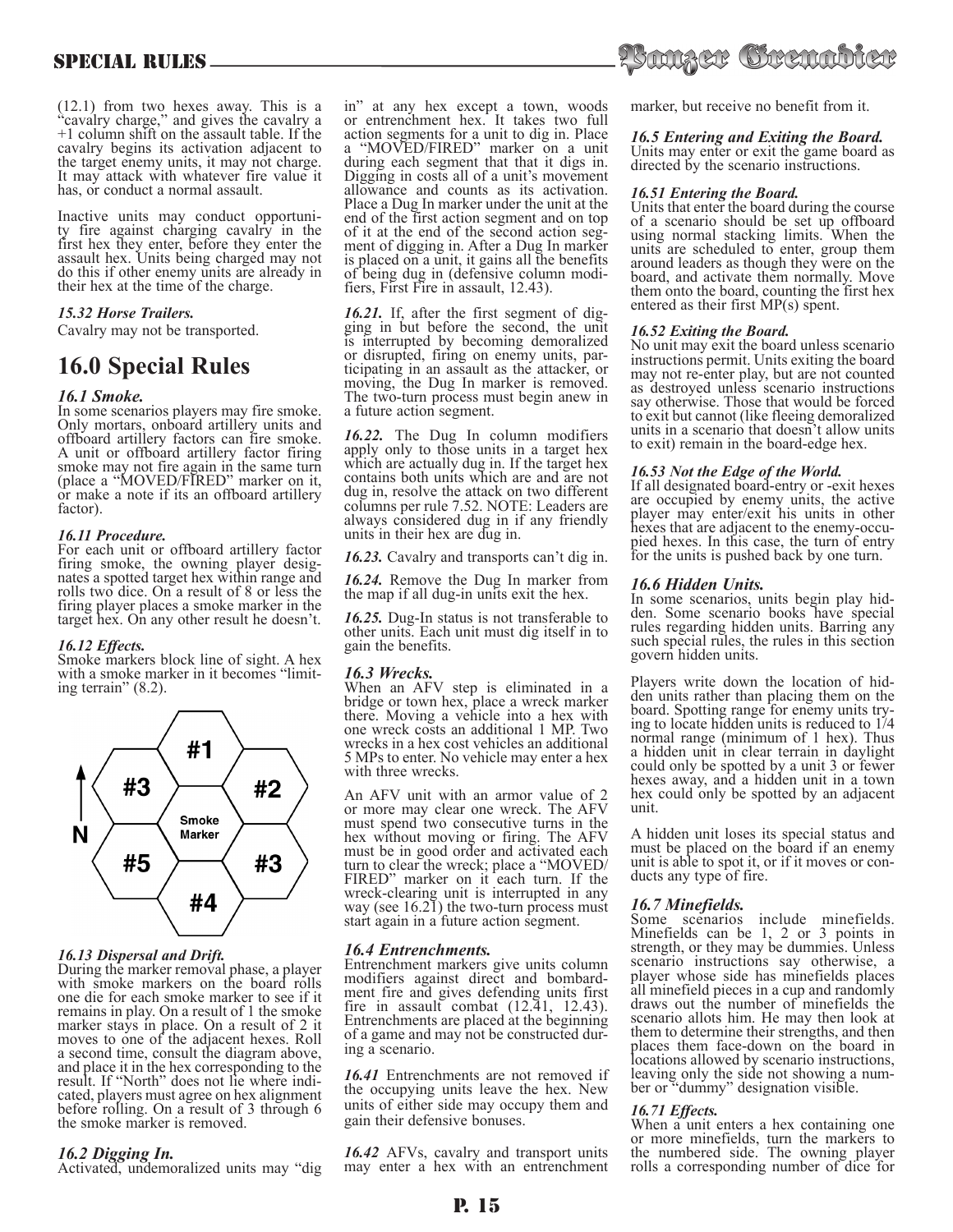(12.1) from two hexes away. This is a "cavalry charge," and gives the cavalry a +1 column shift on the assault table. If the cavalry begins its activation adjacent to the target enemy units, it may not charge. It may attack with whatever fire value it has, or conduct a normal assault.

Inactive units may conduct opportunity fire against charging cavalry in the first hex they enter, before they enter the assault hex. Units being charged may not do this if other enemy units are already in their hex at the time of the charge.

### *15.32 Horse Trailers.*

Cavalry may not be transported.

## 16.0 Special Rules

### *16.1 Smoke.*

In some scenarios players may fire smoke. Only mortars, onboard artillery units and offboard artillery factors can fire smoke. A unit or offboard artillery factor firing smoke may not fire again in the same turn (place a "MOVED/FIRED" marker on it, or make a note if its an offboard artillery factor).

### *16.11 Procedure.*

For each unit or offboard artillery factor firing smoke, the owning player designates a spotted target hex within range and rolls two dice. On a result of 8 or less the firing player places a smoke marker in the target hex. On any other result he doesn't.

### *16.12 Effects.*

Smoke markers block line of sight. A hex with a smoke marker in it becomes "limiting terrain" (8.2).

### *16.13 Dispersal and Drift.*

During the marker removal phase, a player with smoke markers on the board rolls one die for each smoke marker to see if it remains in play. On a result of 1 the smoke marker stays in place. On a result of 2 it moves to one of the adjacent hexes. Roll a second time, consult the diagram above, and place it in the hex corresponding to the result. If "North" does not lie where indicated, players must agree on hex alignment before rolling. On a result of 3 through 6 the smoke marker is removed.

### *16.2 Digging In.*

Activated, undemoralized units may "dig in" at any hex except a town, woods or entrenchment hex. It takes two full action segments for a unit to dig in. Place a "MOVED/FIRED" marker on a unit during each segment that that it digs in. Digging in costs all of a unit's movement allowance and counts as its activation. Place a Dug In marker under the unit at the end of the first action segment and on top of it at the end of the second action segment of digging in. After a Dug In marker is placed on a unit, it gains all the benefits of being dug in (defensive column modifiers, First Fire in assault, 12.43).

***16.21.*** If, after the first segment of digging in but before the second, the unit is interrupted by becoming demoralized or disrupted, firing on enemy units, participating in an assault as the attacker, or moving, the Dug In marker is removed. The two-turn process must begin anew in a future action segment.

***16.22.*** The Dug In column modifiers apply only to those units in a target hex which are actually dug in. If the target hex contains both units which are and are not dug in, resolve the attack on two different columns per rule 7.52. NOTE: Leaders are always considered dug in if any friendly units in their hex are dug in.

***16.23.*** Cavalry and transports can't dig in.

***16.24.*** Remove the Dug In marker from the map if all dug-in units exit the hex.

***16.25.*** Dug-In status is not transferable to other units. Each unit must dig itself in to gain the benefits.

### *16.3 Wrecks.*

When an AFV step is eliminated in a bridge or town hex, place a wreck marker there. Moving a vehicle into a hex with one wreck costs an additional 1 MP. Two wrecks in a hex cost vehicles an additional 5 MPs to enter. No vehicle may enter a hex with three wrecks.

An AFV unit with an armor value of 2 or more may clear one wreck. The AFV must spend two consecutive turns in the hex without moving or firing. The AFV must be in good order and activated each turn to clear the wreck; place a "MOVED/FIRED" marker on it each turn. If the wreck-clearing unit is interrupted in any way (see 16.21) the two-turn process must start again in a future action segment.

### *16.4 Entrenchments.*

Entrenchment markers give units column modifiers against direct and bombardment fire and gives defending units first fire in assault combat (12.41, 12.43). Entrenchments are placed at the beginning of a game and may not be constructed during a scenario.

***16.41*** Entrenchments are not removed if the occupying units leave the hex. New units of either side may occupy them and gain their defensive bonuses.

***16.42*** AFVs, cavalry and transport units may enter a hex with an entrenchment marker, but receive no benefit from it.

### *16.5 Entering and Exiting the Board.*

Units may enter or exit the game board as directed by the scenario instructions.

### *16.51 Entering the Board.*

Units that enter the board during the course of a scenario should be set up offboard using normal stacking limits. When the units are scheduled to enter, group them around leaders as though they were on the board, and activate them normally. Move them onto the board, counting the first hex entered as their first MP(s) spent.

### *16.52 Exiting the Board.*

No unit may exit the board unless scenario instructions permit. Units exiting the board may not re-enter play, but are not counted as destroyed unless scenario instructions say otherwise. Those that would be forced to exit but cannot (like fleeing demoralized units in a scenario that doesn't allow units to exit) remain in the board-edge hex.

### *16.53 Not the Edge of the World.*

If all designated board-entry or -exit hexes are occupied by enemy units, the active player may enter/exit his units in other hexes that are adjacent to the enemy-occupied hexes. In this case, the turn of entry for the units is pushed back by one turn.

### *16.6 Hidden Units.*

In some scenarios, units begin play hidden. Some scenario books have special rules regarding hidden units. Barring any such special rules, the rules in this section govern hidden units.

Players write down the location of hidden units rather than placing them on the board. Spotting range for enemy units trying to locate hidden units is reduced to 1/4 normal range (minimum of 1 hex). Thus a hidden unit in clear terrain in daylight could only be spotted by a unit 3 or fewer hexes away, and a hidden unit in a town hex could only be spotted by an adjacent unit.

A hidden unit loses its special status and must be placed on the board if an enemy unit is able to spot it, or if it moves or conducts any type of fire.

### *16.7 Minefields.*

Some scenarios include minefields. Minefields can be 1, 2 or 3 points in strength, or they may be dummies. Unless scenario instructions say otherwise, a player whose side has minefields places all minefield pieces in a cup and randomly draws out the number of minefields the scenario allots him. He may then look at them to determine their strengths, and then places them face-down on the board in locations allowed by scenario instructions, leaving only the side not showing a number or "dummy" designation visible.

### *16.71 Effects.*

When a unit enters a hex containing one or more minefields, turn the markers to the numbered side. The owning player rolls a corresponding number of dice for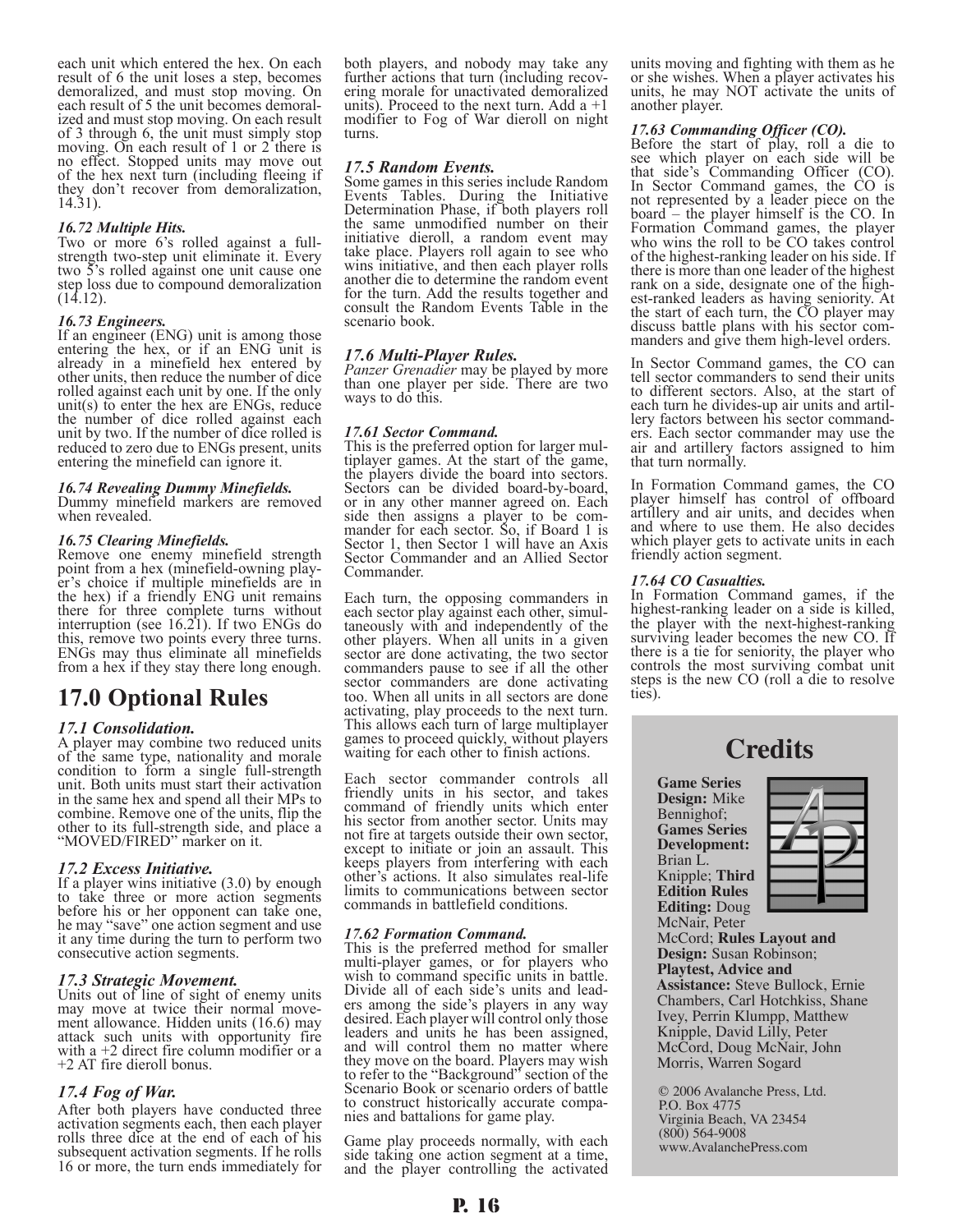each unit which entered the hex. On each result of 6 the unit loses a step, becomes demoralized, and must stop moving. On each result of 5 the unit becomes demoralized and must stop moving. On each result of 3 through 6, the unit must simply stop moving. On each result of 1 or 2 there is no effect. Stopped units may move out of the hex next turn (including fleeing if they don't recover from demoralization, 14.31).

*16.72 Multiple Hits.*
Two or more 6's rolled against a full-strength two-step unit eliminate it. Every two 5's rolled against one unit cause one step loss due to compound demoralization (14.12).

*16.73 Engineers.*
If an engineer (ENG) unit is among those entering the hex, or if an ENG unit is already in a minefield hex entered by other units, then reduce the number of dice rolled against each unit by one. If the only unit(s) to enter the hex are ENGs, reduce the number of dice rolled against each unit by two. If the number of dice rolled is reduced to zero due to ENGs present, units entering the minefield can ignore it.

*16.74 Revealing Dummy Minefields.*
Dummy minefield markers are removed when revealed.

*16.75 Clearing Minefields.*
Remove one enemy minefield strength point from a hex (minefield-owning player's choice if multiple minefields are in the hex) if a friendly ENG unit remains there for three complete turns without interruption (see 16.21). If two ENGs do this, remove two points every three turns. ENGs may thus eliminate all minefields from a hex if they stay there long enough.

# 17.0 Optional Rules

*17.1 Consolidation.*
A player may combine two reduced units of the same type, nationality and morale condition to form a single full-strength unit. Both units must start their activation in the same hex and spend all their MPs to combine. Remove one of the units, flip the other to its full-strength side, and place a "MOVED/FIRED" marker on it.

*17.2 Excess Initiative.*
If a player wins initiative (3.0) by enough to take three or more action segments before his or her opponent can take one, he may "save" one action segment and use it any time during the turn to perform two consecutive action segments.

*17.3 Strategic Movement.*
Units out of line of sight of enemy units may move at twice their normal movement allowance. Hidden units (16.6) may attack such units with opportunity fire with a +2 direct fire column modifier or a +2 AT fire dieroll bonus.

*17.4 Fog of War.*
After both players have conducted three activation segments each, then each player rolls three dice at the end of each of his subsequent activation segments. If he rolls 16 or more, the turn ends immediately for both players, and nobody may take any further actions that turn (including recovering morale for unactivated demoralized units). Proceed to the next turn. Add a +1 modifier to Fog of War dieroll on night turns.

*17.5 Random Events.*
Some games in this series include Random Events Tables. During the Initiative Determination Phase, if both players roll the same unmodified number on their initiative dieroll, a random event may take place. Players roll again to see who wins initiative, and then each player rolls another die to determine the random event for the turn. Add the results together and consult the Random Events Table in the scenario book.

*17.6 Multi-Player Rules.*
*Panzer Grenadier* may be played by more than one player per side. There are two ways to do this.

*17.61 Sector Command.*
This is the preferred option for larger multiplayer games. At the start of the game, the players divide the board into sectors. Sectors can be divided board-by-board, or in any other manner agreed on. Each side then assigns a player to be commander for each sector. So, if Board 1 is Sector 1, then Sector 1 will have an Axis Sector Commander and an Allied Sector Commander.

Each turn, the opposing commanders in each sector play against each other, simultaneously with and independently of the other players. When all units in a given sector are done activating, the two sector commanders pause to see if all the other sector commanders are done activating too. When all units in all sectors are done activating, play proceeds to the next turn. This allows each turn of large multiplayer games to proceed quickly, without players waiting for each other to finish actions.

Each sector commander controls all friendly units in his sector, and takes command of friendly units which enter his sector from another sector. Units may not fire at targets outside their own sector, except to initiate or join an assault. This keeps players from interfering with each other's actions. It also simulates real-life limits to communications between sector commands in battlefield conditions.

*17.62 Formation Command.*
This is the preferred method for smaller multi-player games, or for players who wish to command specific units in battle. Divide all of each side's units and leaders among the side's players in any way desired. Each player will control only those leaders and units he has been assigned, and will control them no matter where they move on the board. Players may wish to refer to the "Background" section of the Scenario Book or scenario orders of battle to construct historically accurate companies and battalions for game play.

Game play proceeds normally, with each side taking one action segment at a time, and the player controlling the activated units moving and fighting with them as he or she wishes. When a player activates his units, he may NOT activate the units of another player.

*17.63 Commanding Officer (CO).*
Before the start of play, roll a die to see which player on each side will be that side's Commanding Officer (CO). In Sector Command games, the CO is not represented by a leader piece on the board – the player himself is the CO. In Formation Command games, the player who wins the roll to be CO takes control of the highest-ranking leader on his side. If there is more than one leader of the highest rank on a side, designate one of the highest-ranked leaders as having seniority. At the start of each turn, the CO player may discuss battle plans with his sector commanders and give them high-level orders.

In Sector Command games, the CO can tell sector commanders to send their units to different sectors. Also, at the start of each turn he divides-up air units and artillery factors between his sector commanders. Each sector commander may use the air and artillery factors assigned to him that turn normally.

In Formation Command games, the CO player himself has control of offboard artillery and air units, and decides when and where to use them. He also decides which player gets to activate units in each friendly action segment.

*17.64 CO Casualties.*
In Formation Command games, if the highest-ranking leader on a side is killed, the player with the next-highest-ranking surviving leader becomes the new CO. If there is a tie for seniority, the player who controls the most surviving combat unit steps is the new CO (roll a die to resolve ties).

# Credits

**Game Series Design:** Mike Bennighof; **Games Series Development:** Brian L. Knipple; **Third Edition Rules Editing:** Doug McNair, Peter McCord; **Rules Layout and Design:** Susan Robinson; **Playtest, Advice and Assistance:** Steve Bullock, Ernie Chambers, Carl Hotchkiss, Shane Ivey, Perrin Klumpp, Matthew Knipple, David Lilly, Peter McCord, Doug McNair, John Morris, Warren Sogard

© 2006 Avalanche Press, Ltd.
P.O. Box 4775
Virginia Beach, VA 23454
(800) 564-9008
www.AvalanchePress.com